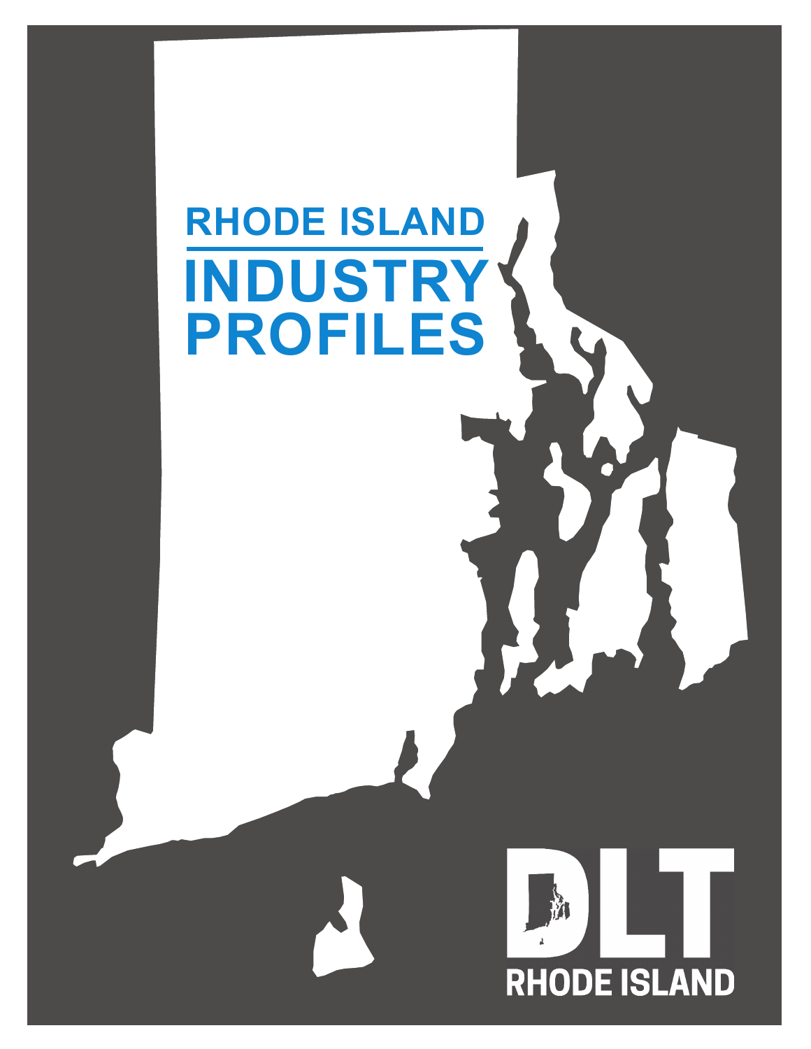# RHODE ISLAND INDUSTRY PROFILES

DLT

RHODE ISLAND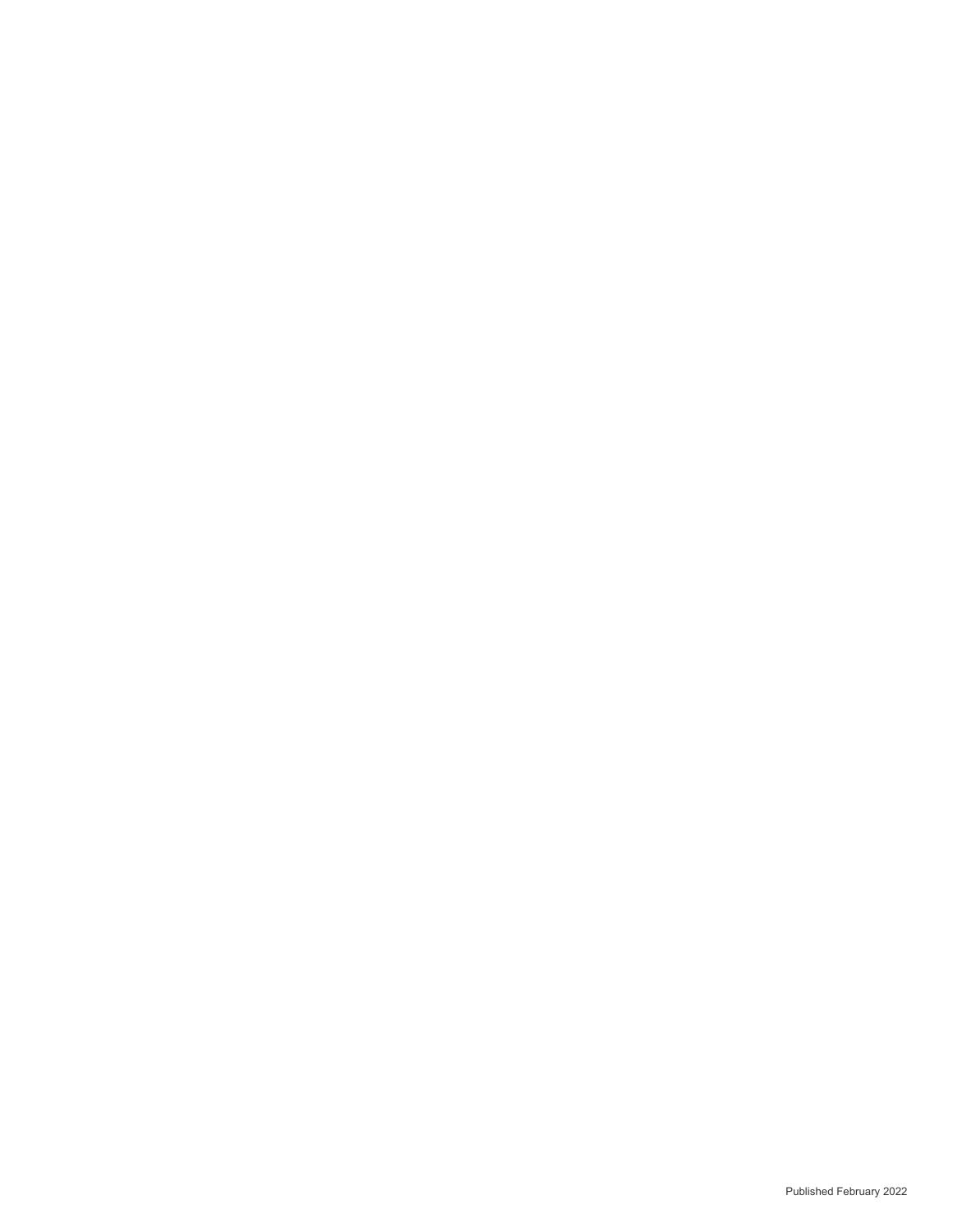Published February 2022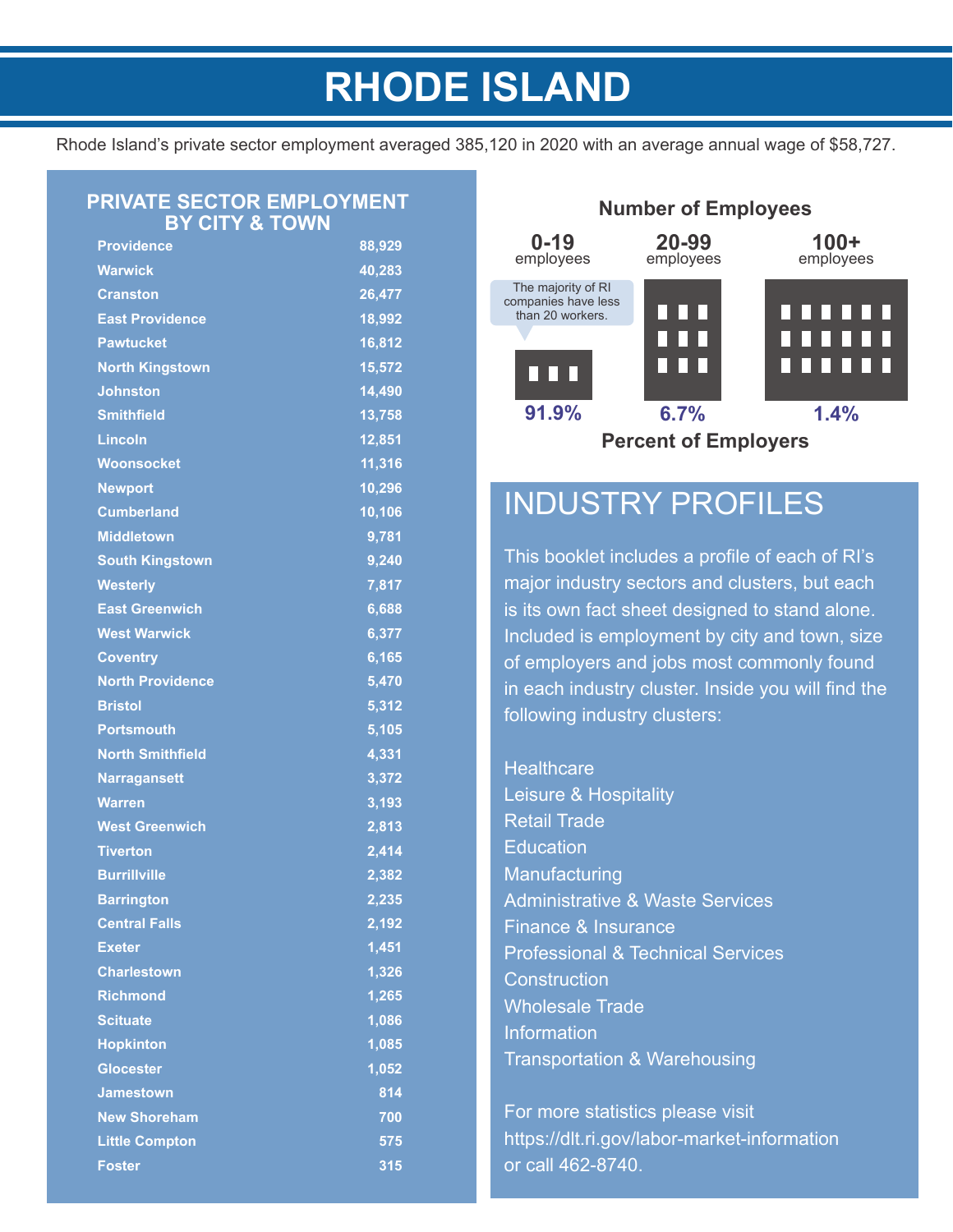# RHODE ISLAND

Rhode Island's private sector employment averaged 385,120 in 2020 with an average annual wage of $58,727.

## PRIVATE SECTOR EMPLOYMENT BY CITY & TOWN

| City/Town | Employment |
|---|---|
| Providence | 88,929 |
| Warwick | 40,283 |
| Cranston | 26,477 |
| East Providence | 18,992 |
| Pawtucket | 16,812 |
| North Kingstown | 15,572 |
| Johnston | 14,490 |
| Smithfield | 13,758 |
| Lincoln | 12,851 |
| Woonsocket | 11,316 |
| Newport | 10,296 |
| Cumberland | 10,106 |
| Middletown | 9,781 |
| South Kingstown | 9,240 |
| Westerly | 7,817 |
| East Greenwich | 6,688 |
| West Warwick | 6,377 |
| Coventry | 6,165 |
| North Providence | 5,470 |
| Bristol | 5,312 |
| Portsmouth | 5,105 |
| North Smithfield | 4,331 |
| Narragansett | 3,372 |
| Warren | 3,193 |
| West Greenwich | 2,813 |
| Tiverton | 2,414 |
| Burrillville | 2,382 |
| Barrington | 2,235 |
| Central Falls | 2,192 |
| Exeter | 1,451 |
| Charlestown | 1,326 |
| Richmond | 1,265 |
| Scituate | 1,086 |
| Hopkinton | 1,085 |
| Glocester | 1,052 |
| Jamestown | 814 |
| New Shoreham | 700 |
| Little Compton | 575 |
| Foster | 315 |

## Number of Employees

| 0-19 employees | 20-99 employees | 100+ employees |
|---|---|---|
| 91.9% | 6.7% | 1.4% |

The majority of RI companies have less than 20 workers.

**Percent of Employers**

## INDUSTRY PROFILES

This booklet includes a profile of each of RI's major industry sectors and clusters, but each is its own fact sheet designed to stand alone. Included is employment by city and town, size of employers and jobs most commonly found in each industry cluster. Inside you will find the following industry clusters:

- Healthcare
- Leisure & Hospitality
- Retail Trade
- Education
- Manufacturing
- Administrative & Waste Services
- Finance & Insurance
- Professional & Technical Services
- Construction
- Wholesale Trade
- Information
- Transportation & Warehousing

For more statistics please visit https://dlt.ri.gov/labor-market-information or call 462-8740.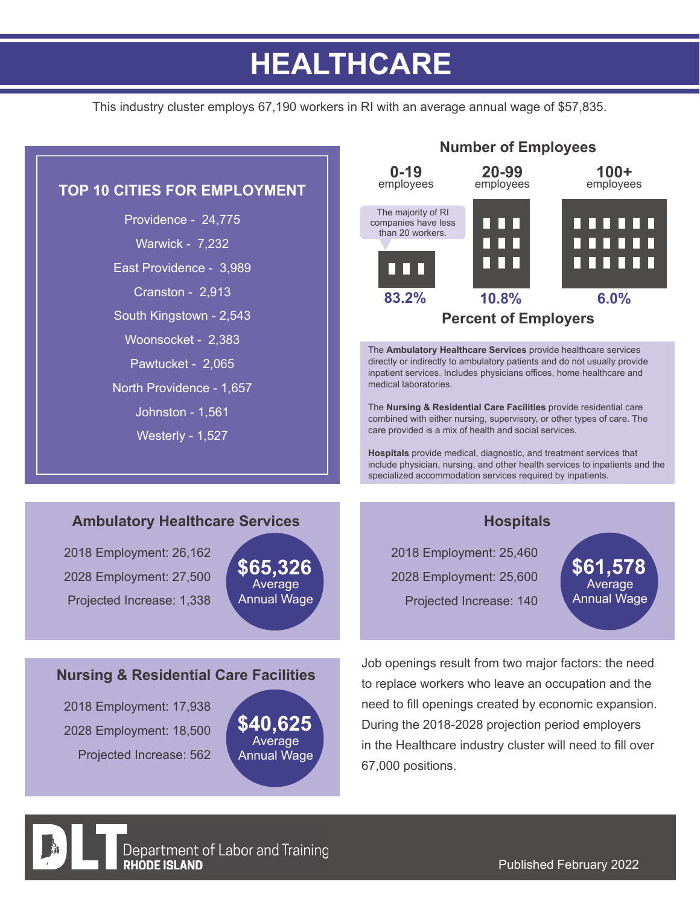# HEALTHCARE

This industry cluster employs 67,190 workers in RI with an average annual wage of $57,835.

## TOP 10 CITIES FOR EMPLOYMENT

Providence - 24,775

Warwick - 7,232

East Providence - 3,989

Cranston - 2,913

South Kingstown - 2,543

Woonsocket - 2,383

Pawtucket - 2,065

North Providence - 1,657

Johnston - 1,561

Westerly - 1,527

## Number of Employees

| Number of Employees | 0-19 employees | 20-99 employees | 100+ employees |
|---|---|---|---|
| Percent of Employers | 83.2% | 10.8% | 6.0% |

The majority of RI companies have less than 20 workers.

The **Ambulatory Healthcare Services** provide healthcare services directly or indirectly to ambulatory patients and do not usually provide inpatient services. Includes physicians offices, home healthcare and medical laboratories.

The **Nursing & Residential Care Facilities** provide residential care combined with either nursing, supervisory, or other types of care. The care provided is a mix of health and social services.

**Hospitals** provide medical, diagnostic, and treatment services that include physician, nursing, and other health services to inpatients and the specialized accommodation services required by inpatients.

### Ambulatory Healthcare Services

2018 Employment: 26,162

2028 Employment: 27,500

Projected Increase: 1,338

**$65,326** Average Annual Wage

### Hospitals

2018 Employment: 25,460

2028 Employment: 25,600

Projected Increase: 140

**$61,578** Average Annual Wage

### Nursing & Residential Care Facilities

2018 Employment: 17,938

2028 Employment: 18,500

Projected Increase: 562

**$40,625** Average Annual Wage

Job openings result from two major factors: the need to replace workers who leave an occupation and the need to fill openings created by economic expansion. During the 2018-2028 projection period employers in the Healthcare industry cluster will need to fill over 67,000 positions.

Department of Labor and Training RHODE ISLAND

Published February 2022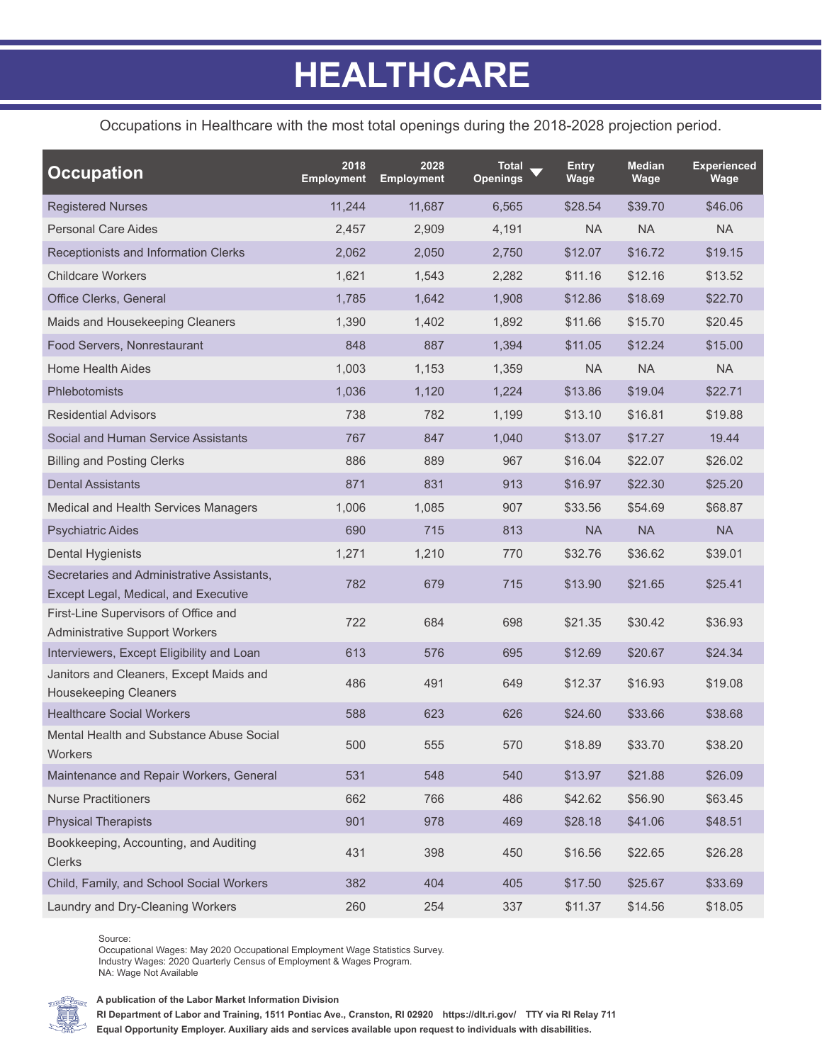# HEALTHCARE

Occupations in Healthcare with the most total openings during the 2018-2028 projection period.

| Occupation | 2018 Employment | 2028 Employment | Total Openings | Entry Wage | Median Wage | Experienced Wage |
|---|---|---|---|---|---|---|
| Registered Nurses | 11,244 | 11,687 | 6,565 | $28.54 | $39.70 | $46.06 |
| Personal Care Aides | 2,457 | 2,909 | 4,191 | NA | NA | NA |
| Receptionists and Information Clerks | 2,062 | 2,050 | 2,750 | $12.07 | $16.72 | $19.15 |
| Childcare Workers | 1,621 | 1,543 | 2,282 | $11.16 | $12.16 | $13.52 |
| Office Clerks, General | 1,785 | 1,642 | 1,908 | $12.86 | $18.69 | $22.70 |
| Maids and Housekeeping Cleaners | 1,390 | 1,402 | 1,892 | $11.66 | $15.70 | $20.45 |
| Food Servers, Nonrestaurant | 848 | 887 | 1,394 | $11.05 | $12.24 | $15.00 |
| Home Health Aides | 1,003 | 1,153 | 1,359 | NA | NA | NA |
| Phlebotomists | 1,036 | 1,120 | 1,224 | $13.86 | $19.04 | $22.71 |
| Residential Advisors | 738 | 782 | 1,199 | $13.10 | $16.81 | $19.88 |
| Social and Human Service Assistants | 767 | 847 | 1,040 | $13.07 | $17.27 | 19.44 |
| Billing and Posting Clerks | 886 | 889 | 967 | $16.04 | $22.07 | $26.02 |
| Dental Assistants | 871 | 831 | 913 | $16.97 | $22.30 | $25.20 |
| Medical and Health Services Managers | 1,006 | 1,085 | 907 | $33.56 | $54.69 | $68.87 |
| Psychiatric Aides | 690 | 715 | 813 | NA | NA | NA |
| Dental Hygienists | 1,271 | 1,210 | 770 | $32.76 | $36.62 | $39.01 |
| Secretaries and Administrative Assistants, Except Legal, Medical, and Executive | 782 | 679 | 715 | $13.90 | $21.65 | $25.41 |
| First-Line Supervisors of Office and Administrative Support Workers | 722 | 684 | 698 | $21.35 | $30.42 | $36.93 |
| Interviewers, Except Eligibility and Loan | 613 | 576 | 695 | $12.69 | $20.67 | $24.34 |
| Janitors and Cleaners, Except Maids and Housekeeping Cleaners | 486 | 491 | 649 | $12.37 | $16.93 | $19.08 |
| Healthcare Social Workers | 588 | 623 | 626 | $24.60 | $33.66 | $38.68 |
| Mental Health and Substance Abuse Social Workers | 500 | 555 | 570 | $18.89 | $33.70 | $38.20 |
| Maintenance and Repair Workers, General | 531 | 548 | 540 | $13.97 | $21.88 | $26.09 |
| Nurse Practitioners | 662 | 766 | 486 | $42.62 | $56.90 | $63.45 |
| Physical Therapists | 901 | 978 | 469 | $28.18 | $41.06 | $48.51 |
| Bookkeeping, Accounting, and Auditing Clerks | 431 | 398 | 450 | $16.56 | $22.65 | $26.28 |
| Child, Family, and School Social Workers | 382 | 404 | 405 | $17.50 | $25.67 | $33.69 |
| Laundry and Dry-Cleaning Workers | 260 | 254 | 337 | $11.37 | $14.56 | $18.05 |

Source:
Occupational Wages: May 2020 Occupational Employment Wage Statistics Survey.
Industry Wages: 2020 Quarterly Census of Employment & Wages Program.
NA: Wage Not Available

**A publication of the Labor Market Information Division**
**RI Department of Labor and Training, 1511 Pontiac Ave., Cranston, RI 02920 https://dlt.ri.gov/ TTY via RI Relay 711**
**Equal Opportunity Employer. Auxiliary aids and services available upon request to individuals with disabilities.**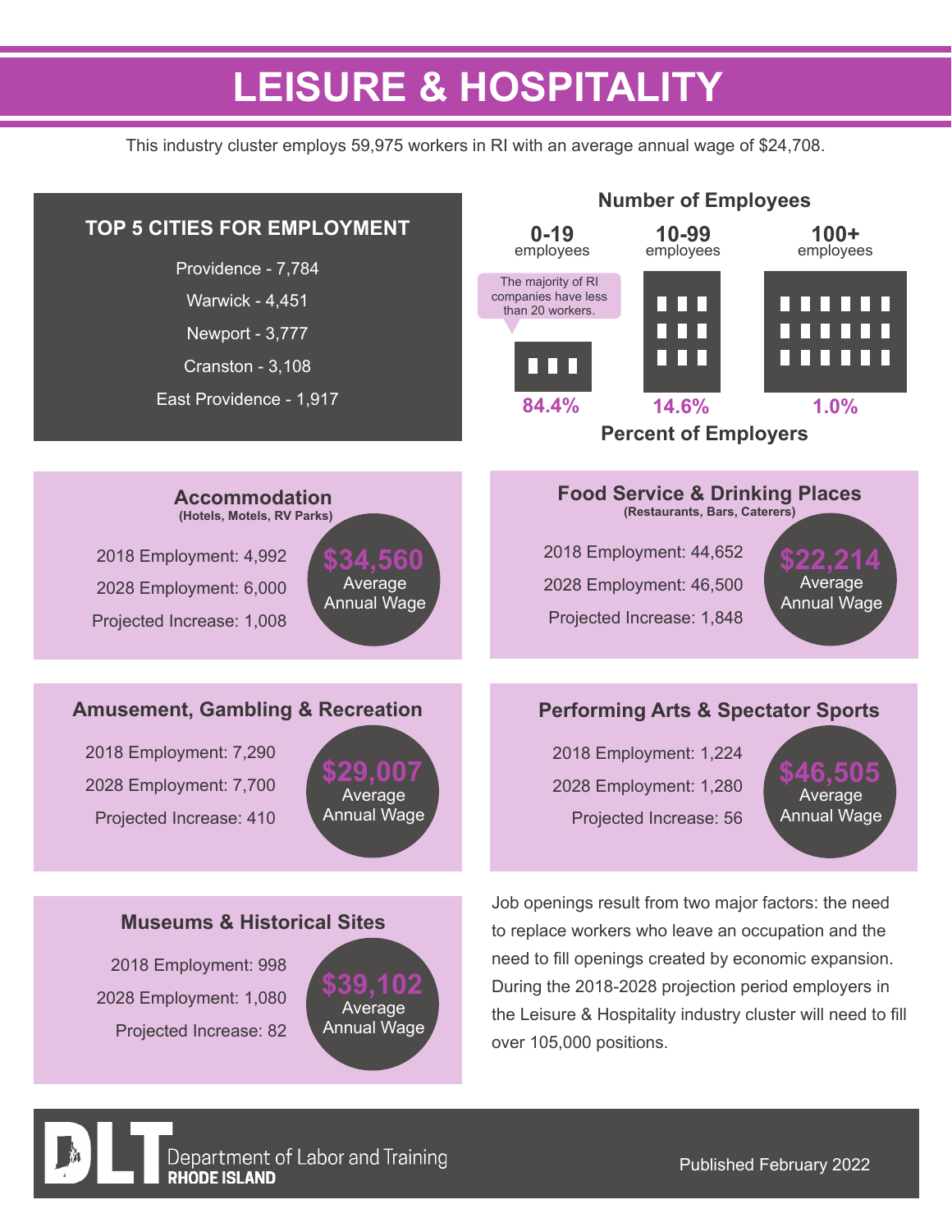# LEISURE & HOSPITALITY

This industry cluster employs 59,975 workers in RI with an average annual wage of $24,708.

## TOP 5 CITIES FOR EMPLOYMENT

Providence - 7,784

Warwick - 4,451

Newport - 3,777

Cranston - 3,108

East Providence - 1,917

## Number of Employees

| 0-19 employees | 10-99 employees | 100+ employees |
|---|---|---|
| 84.4% | 14.6% | 1.0% |

**Percent of Employers**

The majority of RI companies have less than 20 workers.

### Accommodation
**(Hotels, Motels, RV Parks)**

2018 Employment: 4,992

2028 Employment: 6,000

Projected Increase: 1,008

**$34,560** Average Annual Wage

### Food Service & Drinking Places
**(Restaurants, Bars, Caterers)**

2018 Employment: 44,652

2028 Employment: 46,500

Projected Increase: 1,848

**$22,214** Average Annual Wage

### Amusement, Gambling & Recreation

2018 Employment: 7,290

2028 Employment: 7,700

Projected Increase: 410

**$29,007** Average Annual Wage

### Performing Arts & Spectator Sports

2018 Employment: 1,224

2028 Employment: 1,280

Projected Increase: 56

**$46,505** Average Annual Wage

### Museums & Historical Sites

2018 Employment: 998

2028 Employment: 1,080

Projected Increase: 82

**$39,102** Average Annual Wage

Job openings result from two major factors: the need to replace workers who leave an occupation and the need to fill openings created by economic expansion. During the 2018-2028 projection period employers in the Leisure & Hospitality industry cluster will need to fill over 105,000 positions.

DLT Department of Labor and Training RHODE ISLAND

Published February 2022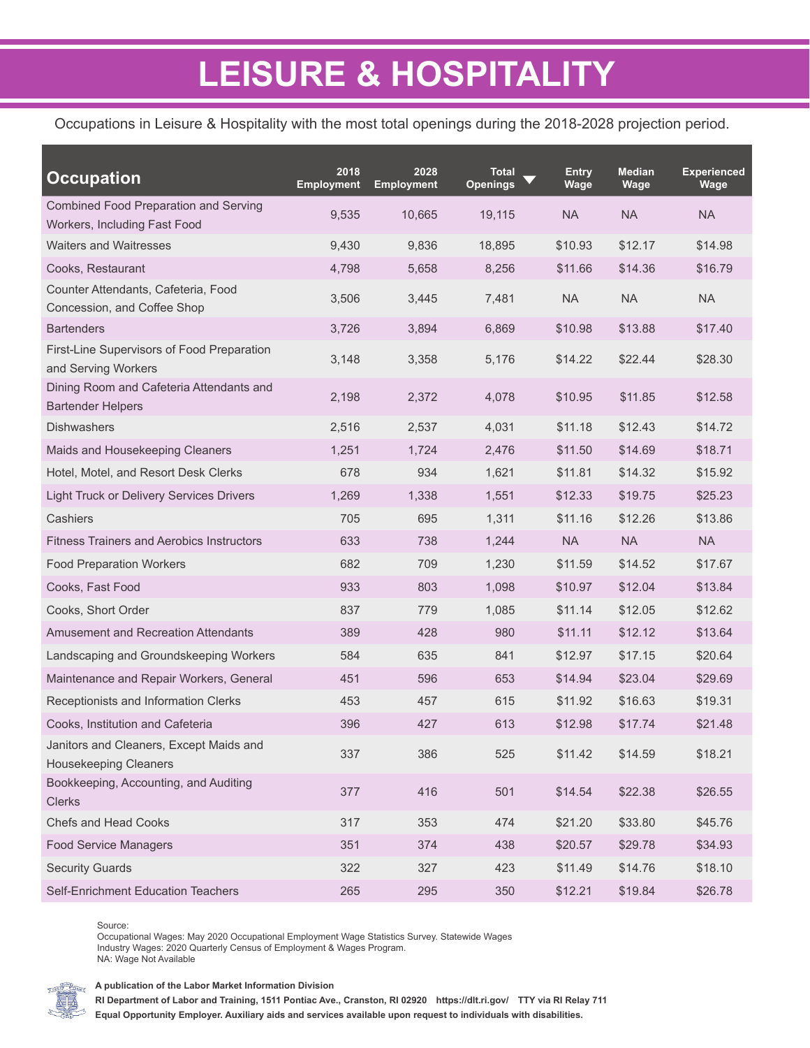# LEISURE & HOSPITALITY

Occupations in Leisure & Hospitality with the most total openings during the 2018-2028 projection period.

| Occupation | 2018 Employment | 2028 Employment | Total Openings | Entry Wage | Median Wage | Experienced Wage |
|---|---|---|---|---|---|---|
| Combined Food Preparation and Serving Workers, Including Fast Food | 9,535 | 10,665 | 19,115 | NA | NA | NA |
| Waiters and Waitresses | 9,430 | 9,836 | 18,895 | $10.93 | $12.17 | $14.98 |
| Cooks, Restaurant | 4,798 | 5,658 | 8,256 | $11.66 | $14.36 | $16.79 |
| Counter Attendants, Cafeteria, Food Concession, and Coffee Shop | 3,506 | 3,445 | 7,481 | NA | NA | NA |
| Bartenders | 3,726 | 3,894 | 6,869 | $10.98 | $13.88 | $17.40 |
| First-Line Supervisors of Food Preparation and Serving Workers | 3,148 | 3,358 | 5,176 | $14.22 | $22.44 | $28.30 |
| Dining Room and Cafeteria Attendants and Bartender Helpers | 2,198 | 2,372 | 4,078 | $10.95 | $11.85 | $12.58 |
| Dishwashers | 2,516 | 2,537 | 4,031 | $11.18 | $12.43 | $14.72 |
| Maids and Housekeeping Cleaners | 1,251 | 1,724 | 2,476 | $11.50 | $14.69 | $18.71 |
| Hotel, Motel, and Resort Desk Clerks | 678 | 934 | 1,621 | $11.81 | $14.32 | $15.92 |
| Light Truck or Delivery Services Drivers | 1,269 | 1,338 | 1,551 | $12.33 | $19.75 | $25.23 |
| Cashiers | 705 | 695 | 1,311 | $11.16 | $12.26 | $13.86 |
| Fitness Trainers and Aerobics Instructors | 633 | 738 | 1,244 | NA | NA | NA |
| Food Preparation Workers | 682 | 709 | 1,230 | $11.59 | $14.52 | $17.67 |
| Cooks, Fast Food | 933 | 803 | 1,098 | $10.97 | $12.04 | $13.84 |
| Cooks, Short Order | 837 | 779 | 1,085 | $11.14 | $12.05 | $12.62 |
| Amusement and Recreation Attendants | 389 | 428 | 980 | $11.11 | $12.12 | $13.64 |
| Landscaping and Groundskeeping Workers | 584 | 635 | 841 | $12.97 | $17.15 | $20.64 |
| Maintenance and Repair Workers, General | 451 | 596 | 653 | $14.94 | $23.04 | $29.69 |
| Receptionists and Information Clerks | 453 | 457 | 615 | $11.92 | $16.63 | $19.31 |
| Cooks, Institution and Cafeteria | 396 | 427 | 613 | $12.98 | $17.74 | $21.48 |
| Janitors and Cleaners, Except Maids and Housekeeping Cleaners | 337 | 386 | 525 | $11.42 | $14.59 | $18.21 |
| Bookkeeping, Accounting, and Auditing Clerks | 377 | 416 | 501 | $14.54 | $22.38 | $26.55 |
| Chefs and Head Cooks | 317 | 353 | 474 | $21.20 | $33.80 | $45.76 |
| Food Service Managers | 351 | 374 | 438 | $20.57 | $29.78 | $34.93 |
| Security Guards | 322 | 327 | 423 | $11.49 | $14.76 | $18.10 |
| Self-Enrichment Education Teachers | 265 | 295 | 350 | $12.21 | $19.84 | $26.78 |

Source:
Occupational Wages: May 2020 Occupational Employment Wage Statistics Survey. Statewide Wages
Industry Wages: 2020 Quarterly Census of Employment & Wages Program.
NA: Wage Not Available

**A publication of the Labor Market Information Division**
**RI Department of Labor and Training, 1511 Pontiac Ave., Cranston, RI 02920 https://dlt.ri.gov/ TTY via RI Relay 711**
**Equal Opportunity Employer. Auxiliary aids and services available upon request to individuals with disabilities.**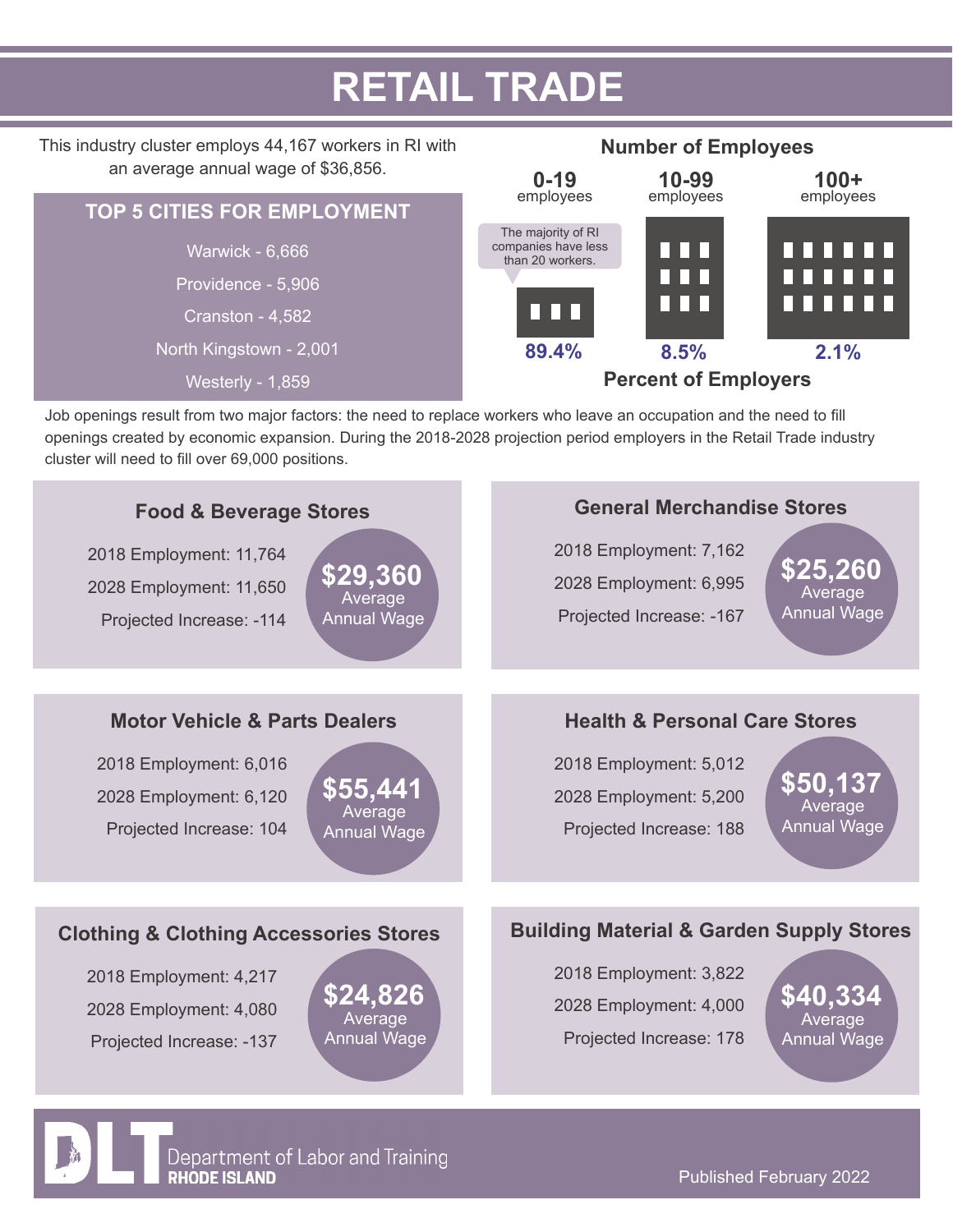# RETAIL TRADE

This industry cluster employs 44,167 workers in RI with an average annual wage of $36,856.

## TOP 5 CITIES FOR ENDPLOYMENT

Warwick - 6,666

Providence - 5,906

Cranston - 4,582

North Kingstown - 2,001

Westerly - 1,859

## Number of Employees

| | 0-19 employees | 10-99 employees | 100+ employees |
|---|---|---|---|
| Percent of Employers | 89.4% | 8.5% | 2.1% |

The majority of RI companies have less than 20 workers.

Job openings result from two major factors: the need to replace workers who leave an occupation and the need to fill openings created by economic expansion. During the 2018-2028 projection period employers in the Retail Trade industry cluster will need to fill over 69,000 positions.

### Food & Beverage Stores

2018 Employment: 11,764

2028 Employment: 11,650

Projected Increase: -114

**$29,360** Average Annual Wage

### General Merchandise Stores

2018 Employment: 7,162

2028 Employment: 6,995

Projected Increase: -167

**$25,260** Average Annual Wage

### Motor Vehicle & Parts Dealers

2018 Employment: 6,016

2028 Employment: 6,120

Projected Increase: 104

**$55,441** Average Annual Wage

### Health & Personal Care Stores

2018 Employment: 5,012

2028 Employment: 5,200

Projected Increase: 188

**$50,137** Average Annual Wage

### Clothing & Clothing Accessories Stores

2018 Employment: 4,217

2028 Employment: 4,080

Projected Increase: -137

**$24,826** Average Annual Wage

### Building Material & Garden Supply Stores

2018 Employment: 3,822

2028 Employment: 4,000

Projected Increase: 178

**$40,334** Average Annual Wage

DLT Department of Labor and Training RHODE ISLAND

Published February 2022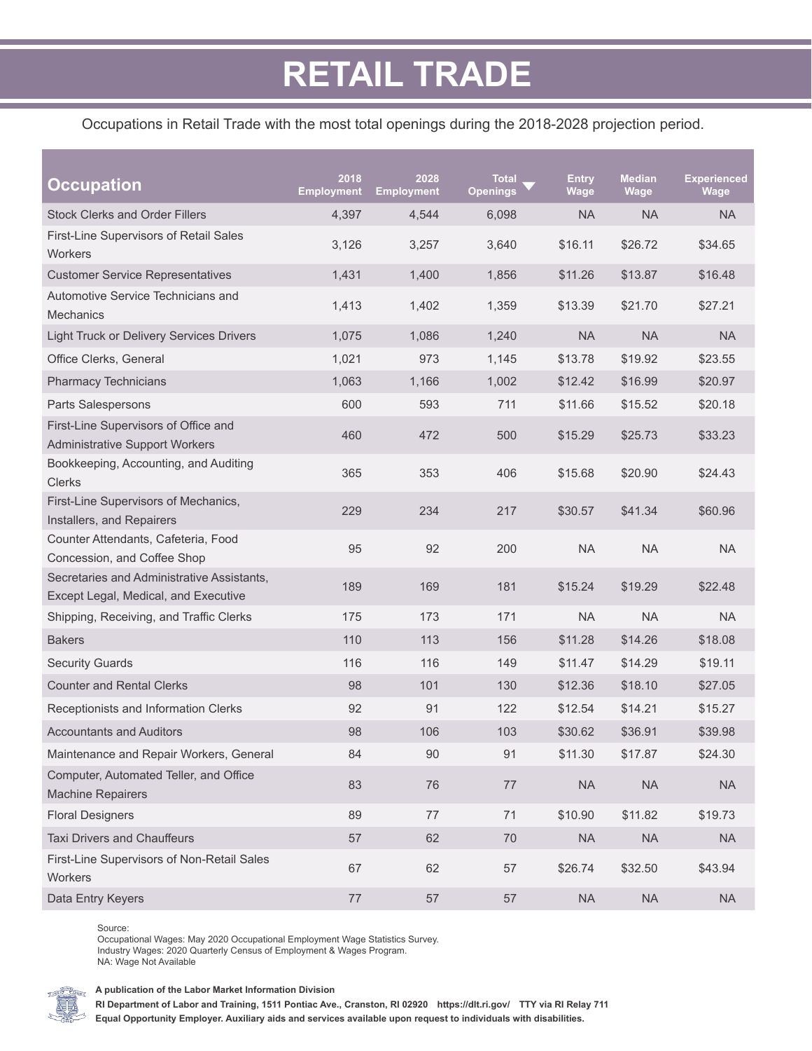# RETAIL TRADE

Occupations in Retail Trade with the most total openings during the 2018-2028 projection period.

| Occupation | 2018 Employment | 2028 Employment | Total Openings | Entry Wage | Median Wage | Experienced Wage |
|---|---|---|---|---|---|---|
| Stock Clerks and Order Fillers | 4,397 | 4,544 | 6,098 | NA | NA | NA |
| First-Line Supervisors of Retail Sales Workers | 3,126 | 3,257 | 3,640 | $16.11 | $26.72 | $34.65 |
| Customer Service Representatives | 1,431 | 1,400 | 1,856 | $11.26 | $13.87 | $16.48 |
| Automotive Service Technicians and Mechanics | 1,413 | 1,402 | 1,359 | $13.39 | $21.70 | $27.21 |
| Light Truck or Delivery Services Drivers | 1,075 | 1,086 | 1,240 | NA | NA | NA |
| Office Clerks, General | 1,021 | 973 | 1,145 | $13.78 | $19.92 | $23.55 |
| Pharmacy Technicians | 1,063 | 1,166 | 1,002 | $12.42 | $16.99 | $20.97 |
| Parts Salespersons | 600 | 593 | 711 | $11.66 | $15.52 | $20.18 |
| First-Line Supervisors of Office and Administrative Support Workers | 460 | 472 | 500 | $15.29 | $25.73 | $33.23 |
| Bookkeeping, Accounting, and Auditing Clerks | 365 | 353 | 406 | $15.68 | $20.90 | $24.43 |
| First-Line Supervisors of Mechanics, Installers, and Repairers | 229 | 234 | 217 | $30.57 | $41.34 | $60.96 |
| Counter Attendants, Cafeteria, Food Concession, and Coffee Shop | 95 | 92 | 200 | NA | NA | NA |
| Secretaries and Administrative Assistants, Except Legal, Medical, and Executive | 189 | 169 | 181 | $15.24 | $19.29 | $22.48 |
| Shipping, Receiving, and Traffic Clerks | 175 | 173 | 171 | NA | NA | NA |
| Bakers | 110 | 113 | 156 | $11.28 | $14.26 | $18.08 |
| Security Guards | 116 | 116 | 149 | $11.47 | $14.29 | $19.11 |
| Counter and Rental Clerks | 98 | 101 | 130 | $12.36 | $18.10 | $27.05 |
| Receptionists and Information Clerks | 92 | 91 | 122 | $12.54 | $14.21 | $15.27 |
| Accountants and Auditors | 98 | 106 | 103 | $30.62 | $36.91 | $39.98 |
| Maintenance and Repair Workers, General | 84 | 90 | 91 | $11.30 | $17.87 | $24.30 |
| Computer, Automated Teller, and Office Machine Repairers | 83 | 76 | 77 | NA | NA | NA |
| Floral Designers | 89 | 77 | 71 | $10.90 | $11.82 | $19.73 |
| Taxi Drivers and Chauffeurs | 57 | 62 | 70 | NA | NA | NA |
| First-Line Supervisors of Non-Retail Sales Workers | 67 | 62 | 57 | $26.74 | $32.50 | $43.94 |
| Data Entry Keyers | 77 | 57 | 57 | NA | NA | NA |

Source:
Occupational Wages: May 2020 Occupational Employment Wage Statistics Survey.
Industry Wages: 2020 Quarterly Census of Employment & Wages Program.
NA: Wage Not Available

**A publication of the Labor Market Information Division**

**RI Department of Labor and Training, 1511 Pontiac Ave., Cranston, RI 02920 https://dlt.ri.gov/ TTY via RI Relay 711**

**Equal Opportunity Employer. Auxiliary aids and services available upon request to individuals with disabilities.**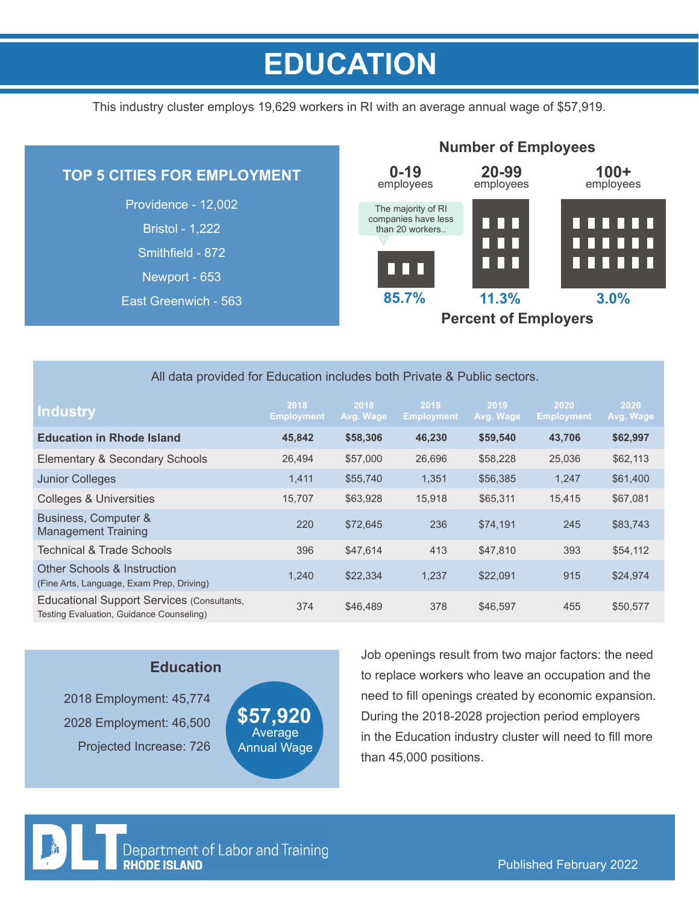# EDUCATION

This industry cluster employs 19,629 workers in RI with an average annual wage of $57,919.

## TOP 5 CITIES FOR EMPLOYMENT

Providence - 12,002

Bristol - 1,222

Smithfield - 872

Newport - 653

East Greenwich - 563

## Number of Employees

| 0-19 employees | 20-99 employees | 100+ employees |
|---|---|---|
| 85.7% | 11.3% | 3.0% |

The majority of RI companies have less than 20 workers..

**Percent of Employers**

All data provided for Education includes both Private & Public sectors.

| Industry | 2018 Employment | 2018 Avg. Wage | 2019 Employment | 2019 Avg. Wage | 2020 Employment | 2020 Avg. Wage |
|---|---|---|---|---|---|---|
| **Education in Rhode Island** | **45,842** | **$58,306** | **46,230** | **$59,540** | **43,706** | **$62,997** |
| Elementary & Secondary Schools | 26,494 | $57,000 | 26,696 | $58,228 | 25,036 | $62,113 |
| Junior Colleges | 1,411 | $55,740 | 1,351 | $56,385 | 1,247 | $61,400 |
| Colleges & Universities | 15,707 | $63,928 | 15,918 | $65,311 | 15,415 | $67,081 |
| Business, Computer & Management Training | 220 | $72,645 | 236 | $74,191 | 245 | $83,743 |
| Technical & Trade Schools | 396 | $47,614 | 413 | $47,810 | 393 | $54,112 |
| Other Schools & Instruction (Fine Arts, Language, Exam Prep, Driving) | 1,240 | $22,334 | 1,237 | $22,091 | 915 | $24,974 |
| Educational Support Services (Consultants, Testing Evaluation, Guidance Counseling) | 374 | $46,489 | 378 | $46,597 | 455 | $50,577 |

## Education

2018 Employment: 45,774

2028 Employment: 46,500

Projected Increase: 726

**$57,920** Average Annual Wage

Job openings result from two major factors: the need to replace workers who leave an occupation and the need to fill openings created by economic expansion. During the 2018-2028 projection period employers in the Education industry cluster will need to fill more than 45,000 positions.

DLT Department of Labor and Training RHODE ISLAND

Published February 2022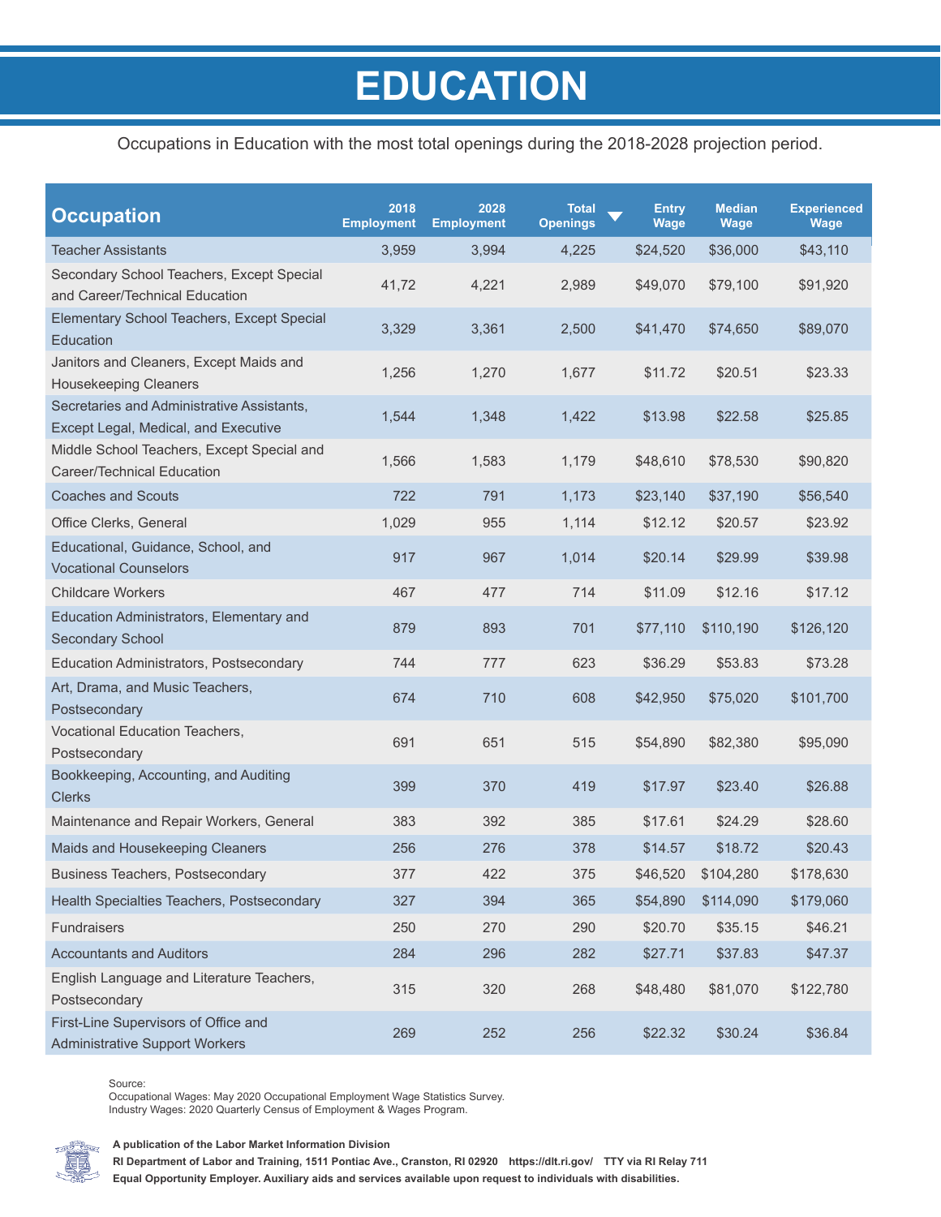# EDUCATION

Occupations in Education with the most total openings during the 2018-2028 projection period.

| Occupation | 2018 Employment | 2028 Employment | Total Openings | Entry Wage | Median Wage | Experienced Wage |
|---|---|---|---|---|---|---|
| Teacher Assistants | 3,959 | 3,994 | 4,225 | $24,520 | $36,000 | $43,110 |
| Secondary School Teachers, Except Special and Career/Technical Education | 41,72 | 4,221 | 2,989 | $49,070 | $79,100 | $91,920 |
| Elementary School Teachers, Except Special Education | 3,329 | 3,361 | 2,500 | $41,470 | $74,650 | $89,070 |
| Janitors and Cleaners, Except Maids and Housekeeping Cleaners | 1,256 | 1,270 | 1,677 | $11.72 | $20.51 | $23.33 |
| Secretaries and Administrative Assistants, Except Legal, Medical, and Executive | 1,544 | 1,348 | 1,422 | $13.98 | $22.58 | $25.85 |
| Middle School Teachers, Except Special and Career/Technical Education | 1,566 | 1,583 | 1,179 | $48,610 | $78,530 | $90,820 |
| Coaches and Scouts | 722 | 791 | 1,173 | $23,140 | $37,190 | $56,540 |
| Office Clerks, General | 1,029 | 955 | 1,114 | $12.12 | $20.57 | $23.92 |
| Educational, Guidance, School, and Vocational Counselors | 917 | 967 | 1,014 | $20.14 | $29.99 | $39.98 |
| Childcare Workers | 467 | 477 | 714 | $11.09 | $12.16 | $17.12 |
| Education Administrators, Elementary and Secondary School | 879 | 893 | 701 | $77,110 | $110,190 | $126,120 |
| Education Administrators, Postsecondary | 744 | 777 | 623 | $36.29 | $53.83 | $73.28 |
| Art, Drama, and Music Teachers, Postsecondary | 674 | 710 | 608 | $42,950 | $75,020 | $101,700 |
| Vocational Education Teachers, Postsecondary | 691 | 651 | 515 | $54,890 | $82,380 | $95,090 |
| Bookkeeping, Accounting, and Auditing Clerks | 399 | 370 | 419 | $17.97 | $23.40 | $26.88 |
| Maintenance and Repair Workers, General | 383 | 392 | 385 | $17.61 | $24.29 | $28.60 |
| Maids and Housekeeping Cleaners | 256 | 276 | 378 | $14.57 | $18.72 | $20.43 |
| Business Teachers, Postsecondary | 377 | 422 | 375 | $46,520 | $104,280 | $178,630 |
| Health Specialties Teachers, Postsecondary | 327 | 394 | 365 | $54,890 | $114,090 | $179,060 |
| Fundraisers | 250 | 270 | 290 | $20.70 | $35.15 | $46.21 |
| Accountants and Auditors | 284 | 296 | 282 | $27.71 | $37.83 | $47.37 |
| English Language and Literature Teachers, Postsecondary | 315 | 320 | 268 | $48,480 | $81,070 | $122,780 |
| First-Line Supervisors of Office and Administrative Support Workers | 269 | 252 | 256 | $22.32 | $30.24 | $36.84 |

Source:
Occupational Wages: May 2020 Occupational Employment Wage Statistics Survey.
Industry Wages: 2020 Quarterly Census of Employment & Wages Program.

**A publication of the Labor Market Information Division**
**RI Department of Labor and Training, 1511 Pontiac Ave., Cranston, RI 02920 https://dlt.ri.gov/ TTY via RI Relay 711**
**Equal Opportunity Employer. Auxiliary aids and services available upon request to individuals with disabilities.**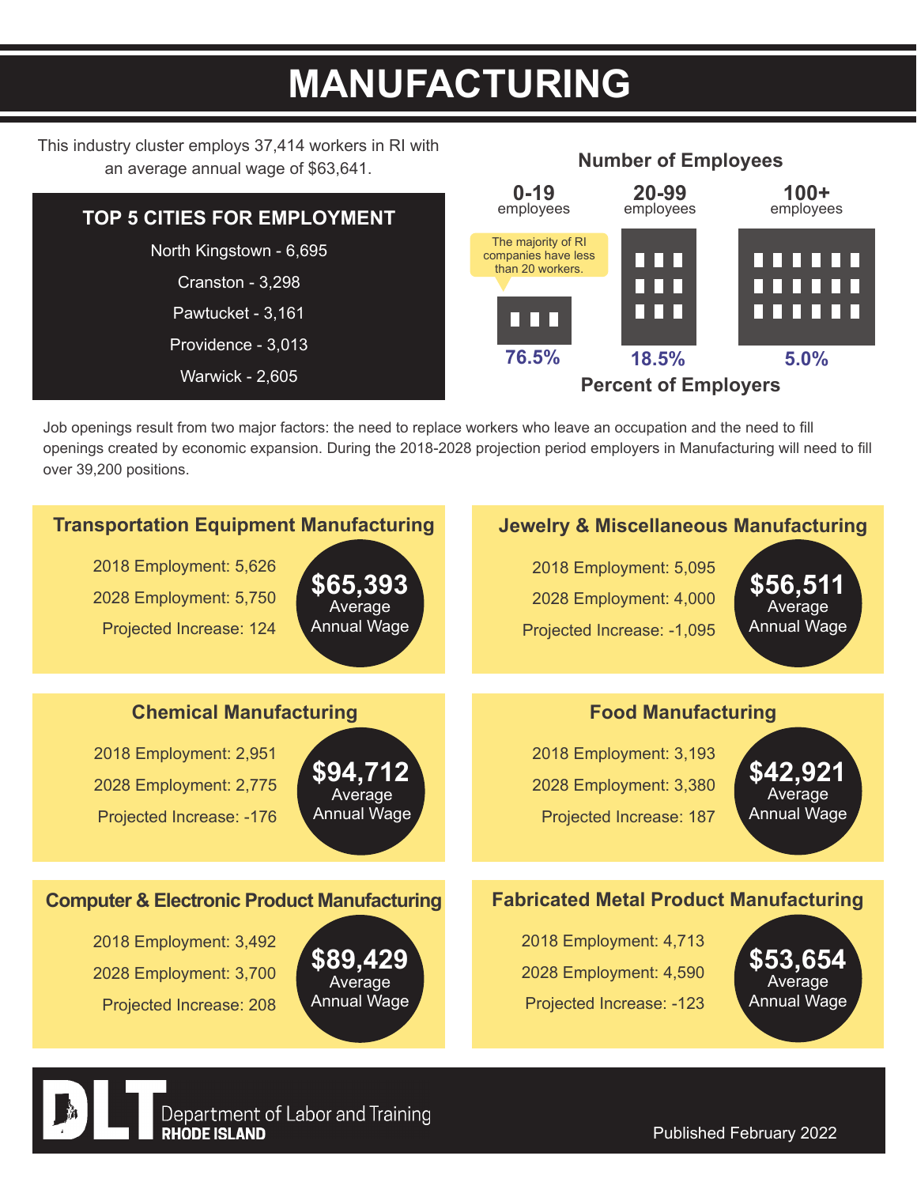# MANUFACTURING

This industry cluster employs 37,414 workers in RI with an average annual wage of $63,641.

## TOP 5 CITIES FOR EMPLOYMENT

North Kingstown - 6,695

Cranston - 3,298

Pawtucket - 3,161

Providence - 3,013

Warwick - 2,605

## Number of Employees

| 0-19 employees | 20-99 employees | 100+ employees |
|---|---|---|
| 76.5% | 18.5% | 5.0% |

Percent of Employers

The majority of RI companies have less than 20 workers.

Job openings result from two major factors: the need to replace workers who leave an occupation and the need to fill openings created by economic expansion. During the 2018-2028 projection period employers in Manufacturing will need to fill over 39,200 positions.

### Transportation Equipment Manufacturing

2018 Employment: 5,626

2028 Employment: 5,750

Projected Increase: 124

**$65,393** Average Annual Wage

### Jewelry & Miscellaneous Manufacturing

2018 Employment: 5,095

2028 Employment: 4,000

Projected Increase: -1,095

**$56,511** Average Annual Wage

### Chemical Manufacturing

2018 Employment: 2,951

2028 Employment: 2,775

Projected Increase: -176

**$94,712** Average Annual Wage

### Food Manufacturing

2018 Employment: 3,193

2028 Employment: 3,380

Projected Increase: 187

**$42,921** Average Annual Wage

### Computer & Electronic Product Manufacturing

2018 Employment: 3,492

2028 Employment: 3,700

Projected Increase: 208

**$89,429** Average Annual Wage

### Fabricated Metal Product Manufacturing

2018 Employment: 4,713

2028 Employment: 4,590

Projected Increase: -123

**$53,654** Average Annual Wage

DLT Department of Labor and Training RHODE ISLAND

Published February 2022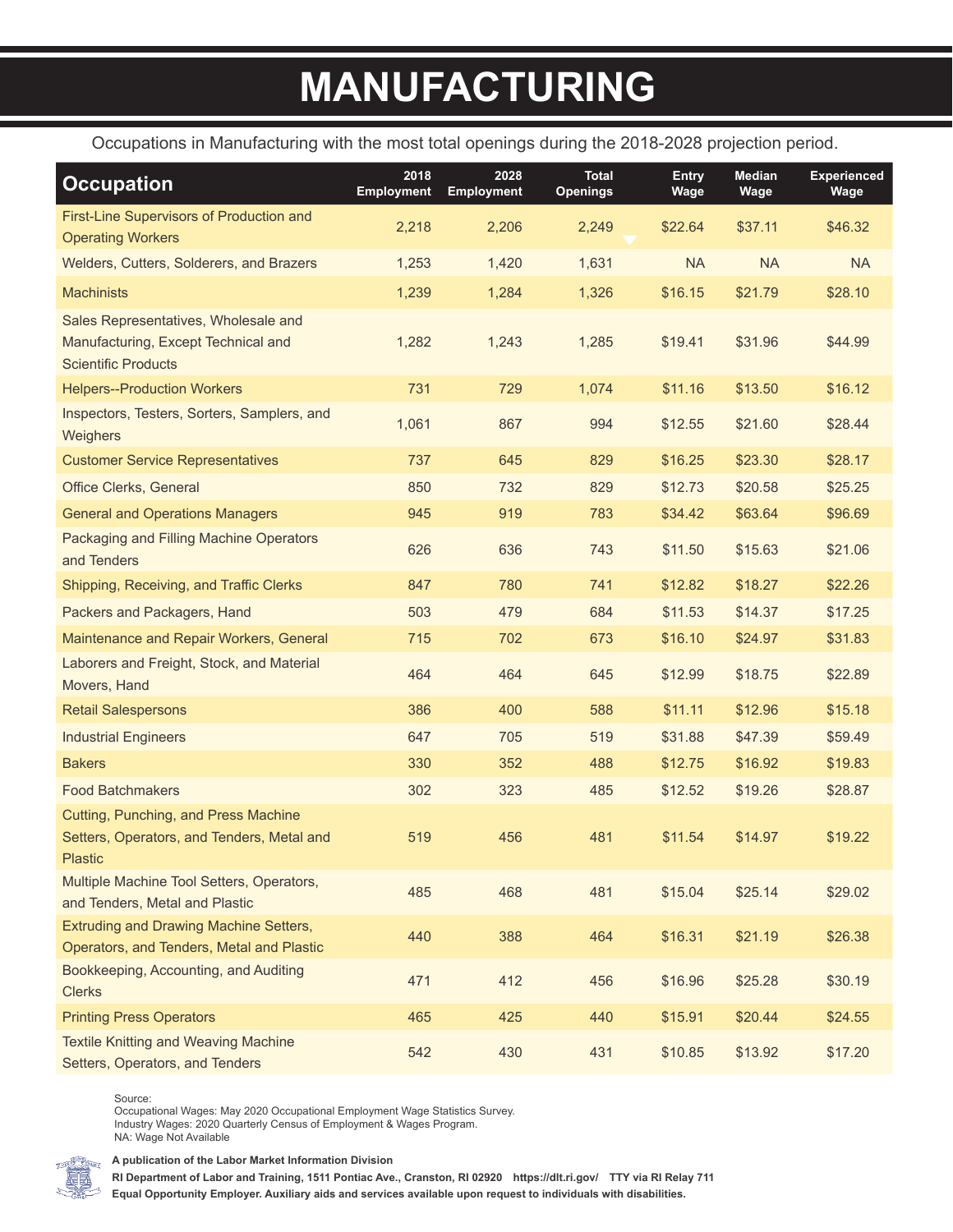# MANUFACTURING

Occupations in Manufacturing with the most total openings during the 2018-2028 projection period.

| Occupation | 2018 Employment | 2028 Employment | Total Openings | Entry Wage | Median Wage | Experienced Wage |
|---|---|---|---|---|---|---|
| First-Line Supervisors of Production and Operating Workers | 2,218 | 2,206 | 2,249 | $22.64 | $37.11 | $46.32 |
| Welders, Cutters, Solderers, and Brazers | 1,253 | 1,420 | 1,631 | NA | NA | NA |
| Machinists | 1,239 | 1,284 | 1,326 | $16.15 | $21.79 | $28.10 |
| Sales Representatives, Wholesale and Manufacturing, Except Technical and Scientific Products | 1,282 | 1,243 | 1,285 | $19.41 | $31.96 | $44.99 |
| Helpers--Production Workers | 731 | 729 | 1,074 | $11.16 | $13.50 | $16.12 |
| Inspectors, Testers, Sorters, Samplers, and Weighers | 1,061 | 867 | 994 | $12.55 | $21.60 | $28.44 |
| Customer Service Representatives | 737 | 645 | 829 | $16.25 | $23.30 | $28.17 |
| Office Clerks, General | 850 | 732 | 829 | $12.73 | $20.58 | $25.25 |
| General and Operations Managers | 945 | 919 | 783 | $34.42 | $63.64 | $96.69 |
| Packaging and Filling Machine Operators and Tenders | 626 | 636 | 743 | $11.50 | $15.63 | $21.06 |
| Shipping, Receiving, and Traffic Clerks | 847 | 780 | 741 | $12.82 | $18.27 | $22.26 |
| Packers and Packagers, Hand | 503 | 479 | 684 | $11.53 | $14.37 | $17.25 |
| Maintenance and Repair Workers, General | 715 | 702 | 673 | $16.10 | $24.97 | $31.83 |
| Laborers and Freight, Stock, and Material Movers, Hand | 464 | 464 | 645 | $12.99 | $18.75 | $22.89 |
| Retail Salespersons | 386 | 400 | 588 | $11.11 | $12.96 | $15.18 |
| Industrial Engineers | 647 | 705 | 519 | $31.88 | $47.39 | $59.49 |
| Bakers | 330 | 352 | 488 | $12.75 | $16.92 | $19.83 |
| Food Batchmakers | 302 | 323 | 485 | $12.52 | $19.26 | $28.87 |
| Cutting, Punching, and Press Machine Setters, Operators, and Tenders, Metal and Plastic | 519 | 456 | 481 | $11.54 | $14.97 | $19.22 |
| Multiple Machine Tool Setters, Operators, and Tenders, Metal and Plastic | 485 | 468 | 481 | $15.04 | $25.14 | $29.02 |
| Extruding and Drawing Machine Setters, Operators, and Tenders, Metal and Plastic | 440 | 388 | 464 | $16.31 | $21.19 | $26.38 |
| Bookkeeping, Accounting, and Auditing Clerks | 471 | 412 | 456 | $16.96 | $25.28 | $30.19 |
| Printing Press Operators | 465 | 425 | 440 | $15.91 | $20.44 | $24.55 |
| Textile Knitting and Weaving Machine Setters, Operators, and Tenders | 542 | 430 | 431 | $10.85 | $13.92 | $17.20 |

Source:
Occupational Wages: May 2020 Occupational Employment Wage Statistics Survey.
Industry Wages: 2020 Quarterly Census of Employment & Wages Program.
NA: Wage Not Available

**A publication of the Labor Market Information Division**

**RI Department of Labor and Training, 1511 Pontiac Ave., Cranston, RI 02920 https://dlt.ri.gov/ TTY via RI Relay 711**

**Equal Opportunity Employer. Auxiliary aids and services available upon request to individuals with disabilities.**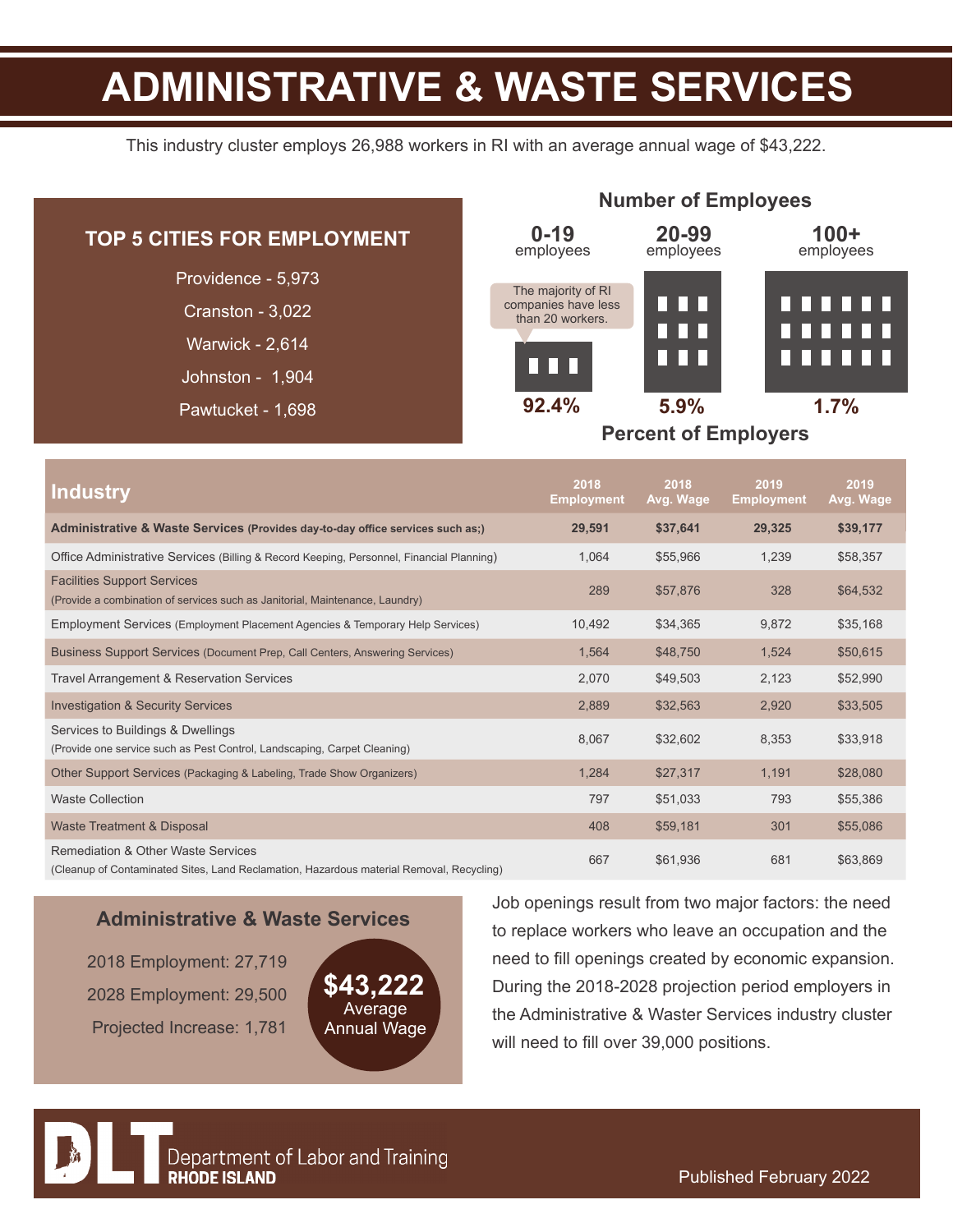# ADMINISTRATIVE & WASTE SERVICES

This industry cluster employs 26,988 workers in RI with an average annual wage of $43,222.

## TOP 5 CITIES FOR EMPLOYMENT

Providence - 5,973

Cranston - 3,022

Warwick - 2,614

Johnston - 1,904

Pawtucket - 1,698

## Number of Employees

| 0-19 employees | 20-99 employees | 100+ employees |
|---|---|---|
| 92.4% | 5.9% | 1.7% |

The majority of RI companies have less than 20 workers.

**Percent of Employers**

| Industry | 2018 Employment | 2018 Avg. Wage | 2019 Employment | 2019 Avg. Wage |
|---|---|---|---|---|
| **Administrative & Waste Services (Provides day-to-day office services such as;)** | **29,591** | **$37,641** | **29,325** | **$39,177** |
| Office Administrative Services (Billing & Record Keeping, Personnel, Financial Planning) | 1,064 | $55,966 | 1,239 | $58,357 |
| Facilities Support Services (Provide a combination of services such as Janitorial, Maintenance, Laundry) | 289 | $57,876 | 328 | $64,532 |
| Employment Services (Employment Placement Agencies & Temporary Help Services) | 10,492 | $34,365 | 9,872 | $35,168 |
| Business Support Services (Document Prep, Call Centers, Answering Services) | 1,564 | $48,750 | 1,524 | $50,615 |
| Travel Arrangement & Reservation Services | 2,070 | $49,503 | 2,123 | $52,990 |
| Investigation & Security Services | 2,889 | $32,563 | 2,920 | $33,505 |
| Services to Buildings & Dwellings (Provide one service such as Pest Control, Landscaping, Carpet Cleaning) | 8,067 | $32,602 | 8,353 | $33,918 |
| Other Support Services (Packaging & Labeling, Trade Show Organizers) | 1,284 | $27,317 | 1,191 | $28,080 |
| Waste Collection | 797 | $51,033 | 793 | $55,386 |
| Waste Treatment & Disposal | 408 | $59,181 | 301 | $55,086 |
| Remediation & Other Waste Services (Cleanup of Contaminated Sites, Land Reclamation, Hazardous material Removal, Recycling) | 667 | $61,936 | 681 | $63,869 |

## Administrative & Waste Services

2018 Employment: 27,719

2028 Employment: 29,500

Projected Increase: 1,781

**$43,222** Average Annual Wage

Job openings result from two major factors: the need to replace workers who leave an occupation and the need to fill openings created by economic expansion. During the 2018-2028 projection period employers in the Administrative & Waster Services industry cluster will need to fill over 39,000 positions.

DLT Department of Labor and Training **RHODE ISLAND**

Published February 2022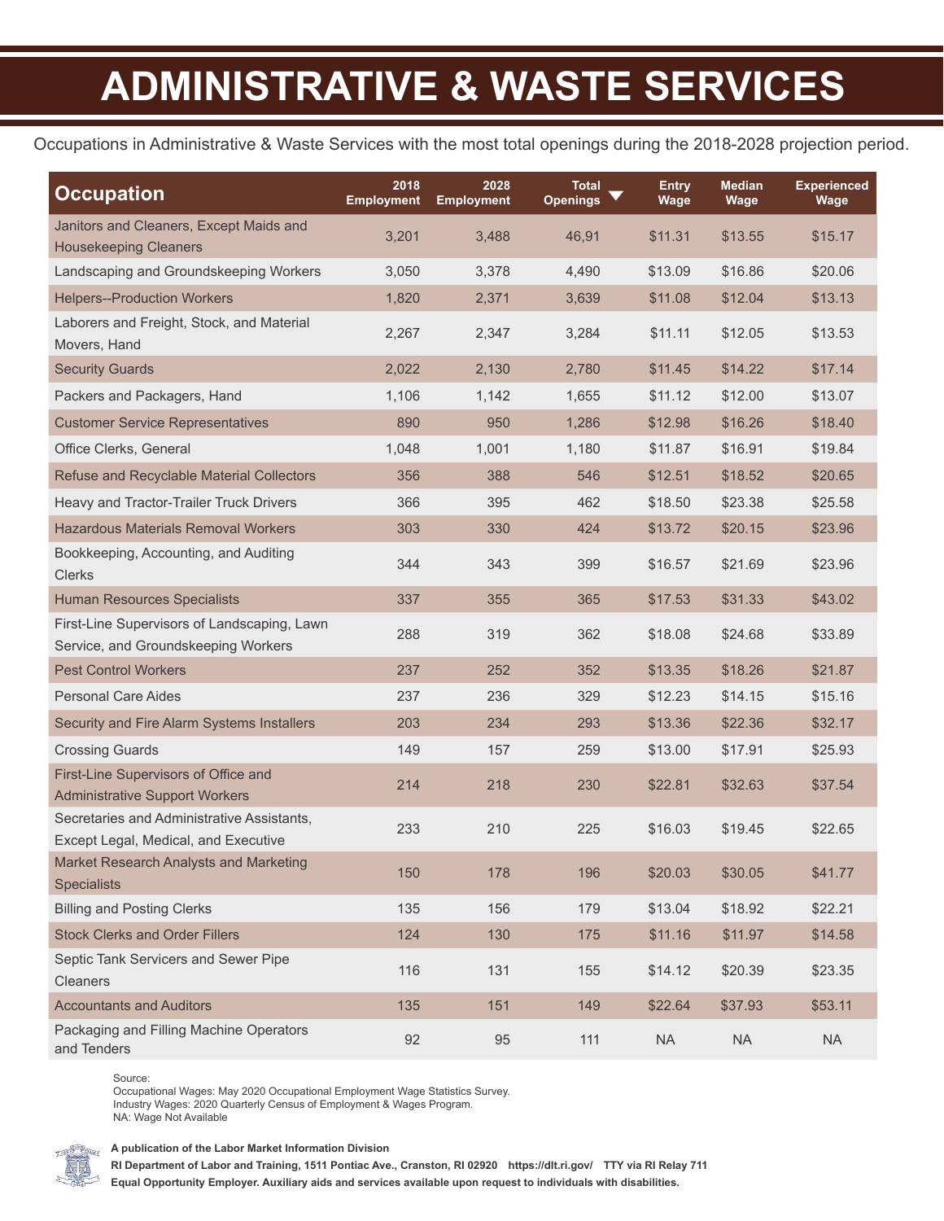# ADMINISTRATIVE & WASTE SERVICES

Occupations in Administrative & Waste Services with the most total openings during the 2018-2028 projection period.

| Occupation | 2018 Employment | 2028 Employment | Total Openings | Entry Wage | Median Wage | Experienced Wage |
|---|---|---|---|---|---|---|
| Janitors and Cleaners, Except Maids and Housekeeping Cleaners | 3,201 | 3,488 | 46,91 | $11.31 | $13.55 | $15.17 |
| Landscaping and Groundskeeping Workers | 3,050 | 3,378 | 4,490 | $13.09 | $16.86 | $20.06 |
| Helpers--Production Workers | 1,820 | 2,371 | 3,639 | $11.08 | $12.04 | $13.13 |
| Laborers and Freight, Stock, and Material Movers, Hand | 2,267 | 2,347 | 3,284 | $11.11 | $12.05 | $13.53 |
| Security Guards | 2,022 | 2,130 | 2,780 | $11.45 | $14.22 | $17.14 |
| Packers and Packagers, Hand | 1,106 | 1,142 | 1,655 | $11.12 | $12.00 | $13.07 |
| Customer Service Representatives | 890 | 950 | 1,286 | $12.98 | $16.26 | $18.40 |
| Office Clerks, General | 1,048 | 1,001 | 1,180 | $11.87 | $16.91 | $19.84 |
| Refuse and Recyclable Material Collectors | 356 | 388 | 546 | $12.51 | $18.52 | $20.65 |
| Heavy and Tractor-Trailer Truck Drivers | 366 | 395 | 462 | $18.50 | $23.38 | $25.58 |
| Hazardous Materials Removal Workers | 303 | 330 | 424 | $13.72 | $20.15 | $23.96 |
| Bookkeeping, Accounting, and Auditing Clerks | 344 | 343 | 399 | $16.57 | $21.69 | $23.96 |
| Human Resources Specialists | 337 | 355 | 365 | $17.53 | $31.33 | $43.02 |
| First-Line Supervisors of Landscaping, Lawn Service, and Groundskeeping Workers | 288 | 319 | 362 | $18.08 | $24.68 | $33.89 |
| Pest Control Workers | 237 | 252 | 352 | $13.35 | $18.26 | $21.87 |
| Personal Care Aides | 237 | 236 | 329 | $12.23 | $14.15 | $15.16 |
| Security and Fire Alarm Systems Installers | 203 | 234 | 293 | $13.36 | $22.36 | $32.17 |
| Crossing Guards | 149 | 157 | 259 | $13.00 | $17.91 | $25.93 |
| First-Line Supervisors of Office and Administrative Support Workers | 214 | 218 | 230 | $22.81 | $32.63 | $37.54 |
| Secretaries and Administrative Assistants, Except Legal, Medical, and Executive | 233 | 210 | 225 | $16.03 | $19.45 | $22.65 |
| Market Research Analysts and Marketing Specialists | 150 | 178 | 196 | $20.03 | $30.05 | $41.77 |
| Billing and Posting Clerks | 135 | 156 | 179 | $13.04 | $18.92 | $22.21 |
| Stock Clerks and Order Fillers | 124 | 130 | 175 | $11.16 | $11.97 | $14.58 |
| Septic Tank Servicers and Sewer Pipe Cleaners | 116 | 131 | 155 | $14.12 | $20.39 | $23.35 |
| Accountants and Auditors | 135 | 151 | 149 | $22.64 | $37.93 | $53.11 |
| Packaging and Filling Machine Operators and Tenders | 92 | 95 | 111 | NA | NA | NA |

Source:
Occupational Wages: May 2020 Occupational Employment Wage Statistics Survey.
Industry Wages: 2020 Quarterly Census of Employment & Wages Program.
NA: Wage Not Available

**A publication of the Labor Market Information Division**

**RI Department of Labor and Training, 1511 Pontiac Ave., Cranston, RI 02920 https://dlt.ri.gov/ TTY via RI Relay 711**

**Equal Opportunity Employer. Auxiliary aids and services available upon request to individuals with disabilities.**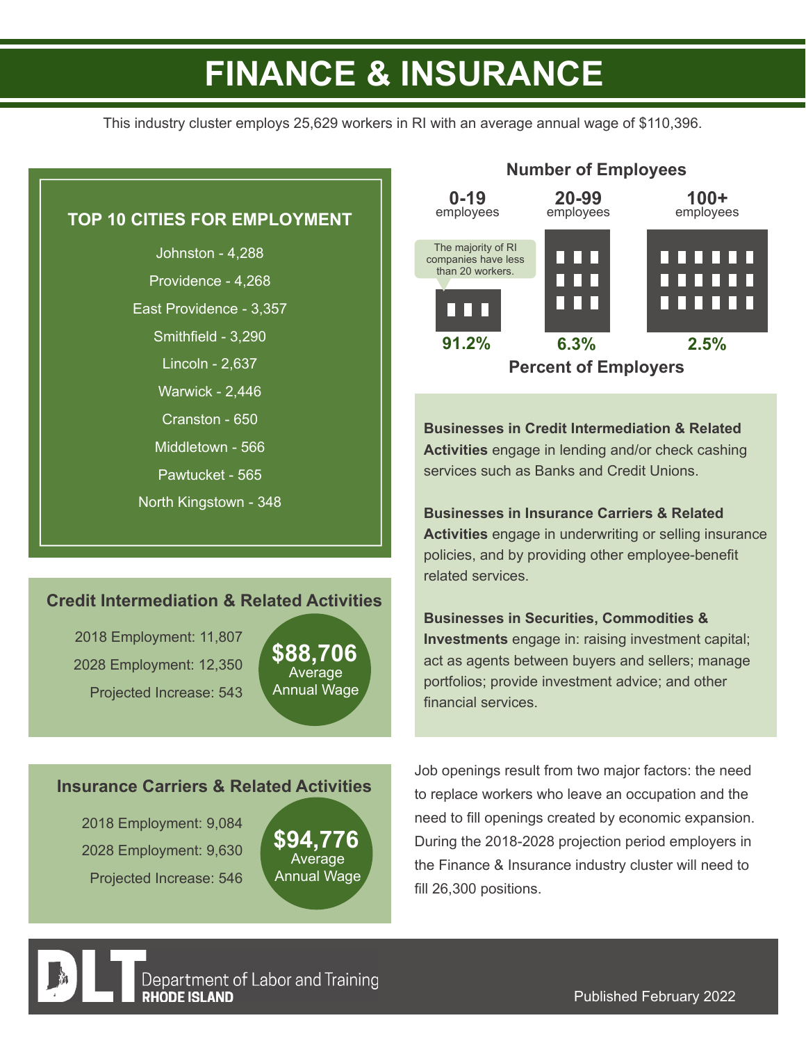# FINANCE & INSURANCE

This industry cluster employs 25,629 workers in RI with an average annual wage of $110,396.

## TOP 10 CITIES FOR EMPLOYMENT

Johnston - 4,288

Providence - 4,268

East Providence - 3,357

Smithfield - 3,290

Lincoln - 2,637

Warwick - 2,446

Cranston - 650

Middletown - 566

Pawtucket - 565

North Kingstown - 348

## Number of Employees

| 0-19 employees | 20-99 employees | 100+ employees |
|---|---|---|
| 91.2% | 6.3% | 2.5% |

**Percent of Employers**

The majority of RI companies have less than 20 workers.

**Businesses in Credit Intermediation & Related Activities** engage in lending and/or check cashing services such as Banks and Credit Unions.

**Businesses in Insurance Carriers & Related Activities** engage in underwriting or selling insurance policies, and by providing other employee-benefit related services.

**Businesses in Securities, Commodities & Investments** engage in: raising investment capital; act as agents between buyers and sellers; manage portfolios; provide investment advice; and other financial services.

### Credit Intermediation & Related Activities

2018 Employment: 11,807

2028 Employment: 12,350

Projected Increase: 543

**$88,706** Average Annual Wage

### Insurance Carriers & Related Activities

2018 Employment: 9,084

2028 Employment: 9,630

Projected Increase: 546

**$94,776** Average Annual Wage

Job openings result from two major factors: the need to replace workers who leave an occupation and the need to fill openings created by economic expansion. During the 2018-2028 projection period employers in the Finance & Insurance industry cluster will need to fill 26,300 positions.

DLT Department of Labor and Training RHODE ISLAND

Published February 2022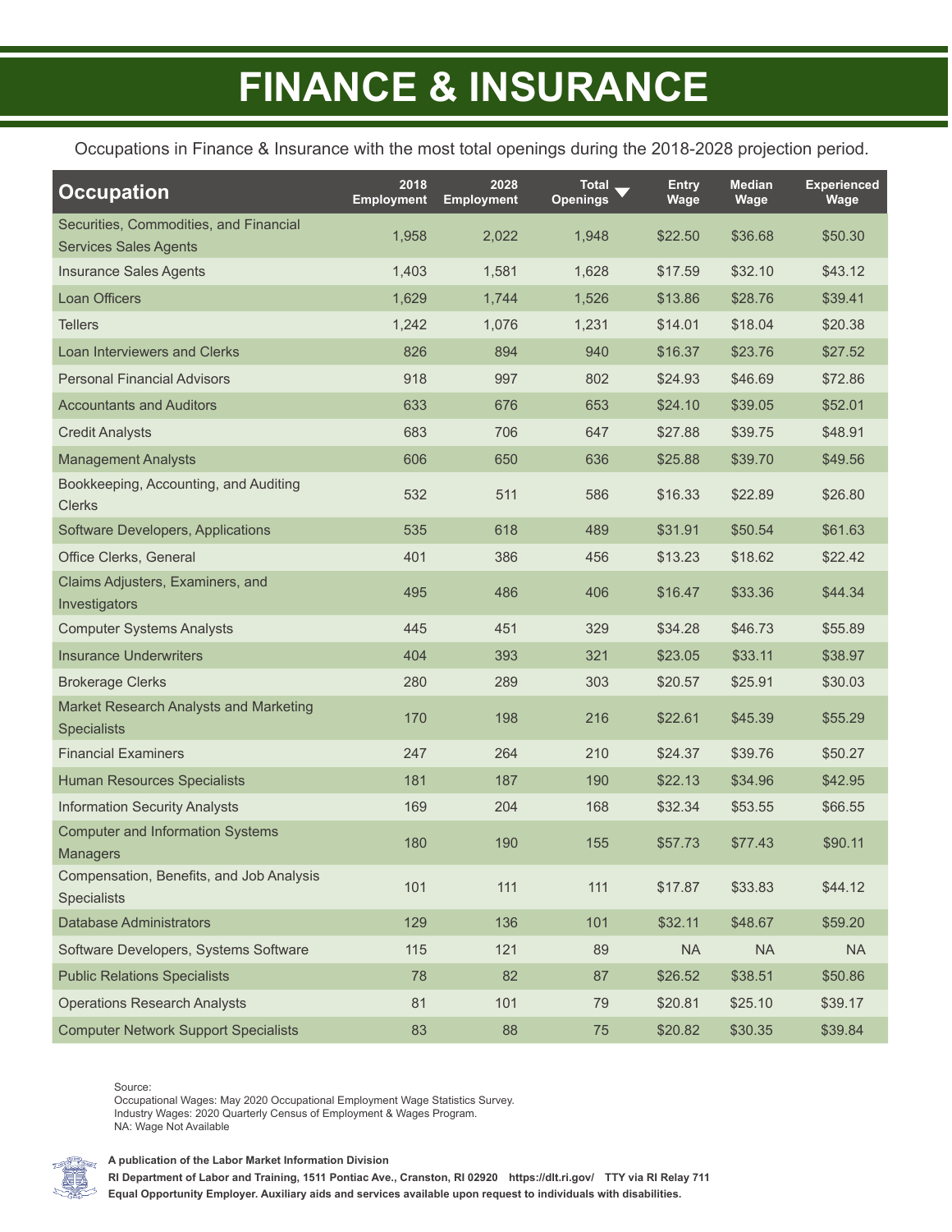# FINANCE & INSURANCE

Occupations in Finance & Insurance with the most total openings during the 2018-2028 projection period.

| Occupation | 2018 Employment | 2028 Employment | Total Openings | Entry Wage | Median Wage | Experienced Wage |
|---|---|---|---|---|---|---|
| Securities, Commodities, and Financial Services Sales Agents | 1,958 | 2,022 | 1,948 | $22.50 | $36.68 | $50.30 |
| Insurance Sales Agents | 1,403 | 1,581 | 1,628 | $17.59 | $32.10 | $43.12 |
| Loan Officers | 1,629 | 1,744 | 1,526 | $13.86 | $28.76 | $39.41 |
| Tellers | 1,242 | 1,076 | 1,231 | $14.01 | $18.04 | $20.38 |
| Loan Interviewers and Clerks | 826 | 894 | 940 | $16.37 | $23.76 | $27.52 |
| Personal Financial Advisors | 918 | 997 | 802 | $24.93 | $46.69 | $72.86 |
| Accountants and Auditors | 633 | 676 | 653 | $24.10 | $39.05 | $52.01 |
| Credit Analysts | 683 | 706 | 647 | $27.88 | $39.75 | $48.91 |
| Management Analysts | 606 | 650 | 636 | $25.88 | $39.70 | $49.56 |
| Bookkeeping, Accounting, and Auditing Clerks | 532 | 511 | 586 | $16.33 | $22.89 | $26.80 |
| Software Developers, Applications | 535 | 618 | 489 | $31.91 | $50.54 | $61.63 |
| Office Clerks, General | 401 | 386 | 456 | $13.23 | $18.62 | $22.42 |
| Claims Adjusters, Examiners, and Investigators | 495 | 486 | 406 | $16.47 | $33.36 | $44.34 |
| Computer Systems Analysts | 445 | 451 | 329 | $34.28 | $46.73 | $55.89 |
| Insurance Underwriters | 404 | 393 | 321 | $23.05 | $33.11 | $38.97 |
| Brokerage Clerks | 280 | 289 | 303 | $20.57 | $25.91 | $30.03 |
| Market Research Analysts and Marketing Specialists | 170 | 198 | 216 | $22.61 | $45.39 | $55.29 |
| Financial Examiners | 247 | 264 | 210 | $24.37 | $39.76 | $50.27 |
| Human Resources Specialists | 181 | 187 | 190 | $22.13 | $34.96 | $42.95 |
| Information Security Analysts | 169 | 204 | 168 | $32.34 | $53.55 | $66.55 |
| Computer and Information Systems Managers | 180 | 190 | 155 | $57.73 | $77.43 | $90.11 |
| Compensation, Benefits, and Job Analysis Specialists | 101 | 111 | 111 | $17.87 | $33.83 | $44.12 |
| Database Administrators | 129 | 136 | 101 | $32.11 | $48.67 | $59.20 |
| Software Developers, Systems Software | 115 | 121 | 89 | NA | NA | NA |
| Public Relations Specialists | 78 | 82 | 87 | $26.52 | $38.51 | $50.86 |
| Operations Research Analysts | 81 | 101 | 79 | $20.81 | $25.10 | $39.17 |
| Computer Network Support Specialists | 83 | 88 | 75 | $20.82 | $30.35 | $39.84 |

Source:
Occupational Wages: May 2020 Occupational Employment Wage Statistics Survey.
Industry Wages: 2020 Quarterly Census of Employment & Wages Program.
NA: Wage Not Available

**A publication of the Labor Market Information Division**

**RI Department of Labor and Training, 1511 Pontiac Ave., Cranston, RI 02920 https://dlt.ri.gov/ TTY via RI Relay 711**

**Equal Opportunity Employer. Auxiliary aids and services available upon request to individuals with disabilities.**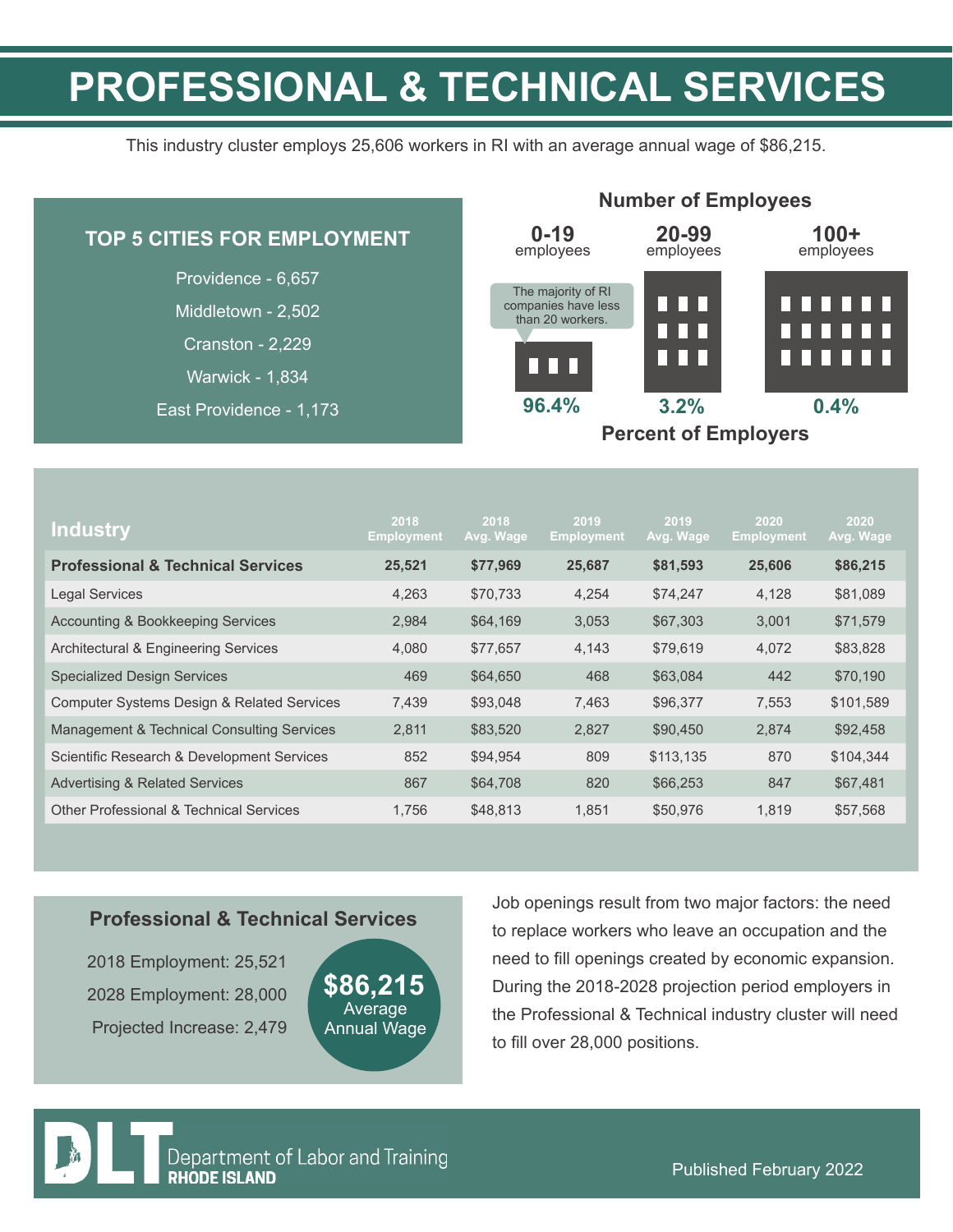# PROFESSIONAL & TECHNICAL SERVICES

This industry cluster employs 25,606 workers in RI with an average annual wage of $86,215.

## TOP 5 CITIES FOR EMPLOYMENT

Providence - 6,657

Middletown - 2,502

Cranston - 2,229

Warwick - 1,834

East Providence - 1,173

## Number of Employees

| 0-19 employees | 20-99 employees | 100+ employees |
|---|---|---|
| 96.4% | 3.2% | 0.4% |

The majority of RI companies have less than 20 workers.

**Percent of Employers**

| Industry | 2018 Employment | 2018 Avg. Wage | 2019 Employment | 2019 Avg. Wage | 2020 Employment | 2020 Avg. Wage |
|---|---|---|---|---|---|---|
| **Professional & Technical Services** | **25,521** | **$77,969** | **25,687** | **$81,593** | **25,606** | **$86,215** |
| Legal Services | 4,263 | $70,733 | 4,254 | $74,247 | 4,128 | $81,089 |
| Accounting & Bookkeeping Services | 2,984 | $64,169 | 3,053 | $67,303 | 3,001 | $71,579 |
| Architectural & Engineering Services | 4,080 | $77,657 | 4,143 | $79,619 | 4,072 | $83,828 |
| Specialized Design Services | 469 | $64,650 | 468 | $63,084 | 442 | $70,190 |
| Computer Systems Design & Related Services | 7,439 | $93,048 | 7,463 | $96,377 | 7,553 | $101,589 |
| Management & Technical Consulting Services | 2,811 | $83,520 | 2,827 | $90,450 | 2,874 | $92,458 |
| Scientific Research & Development Services | 852 | $94,954 | 809 | $113,135 | 870 | $104,344 |
| Advertising & Related Services | 867 | $64,708 | 820 | $66,253 | 847 | $67,481 |
| Other Professional & Technical Services | 1,756 | $48,813 | 1,851 | $50,976 | 1,819 | $57,568 |

## Professional & Technical Services

2018 Employment: 25,521

2028 Employment: 28,000

Projected Increase: 2,479

**$86,215** Average Annual Wage

Job openings result from two major factors: the need to replace workers who leave an occupation and the need to fill openings created by economic expansion. During the 2018-2028 projection period employers in the Professional & Technical industry cluster will need to fill over 28,000 positions.

DLT Department of Labor and Training RHODE ISLAND

Published February 2022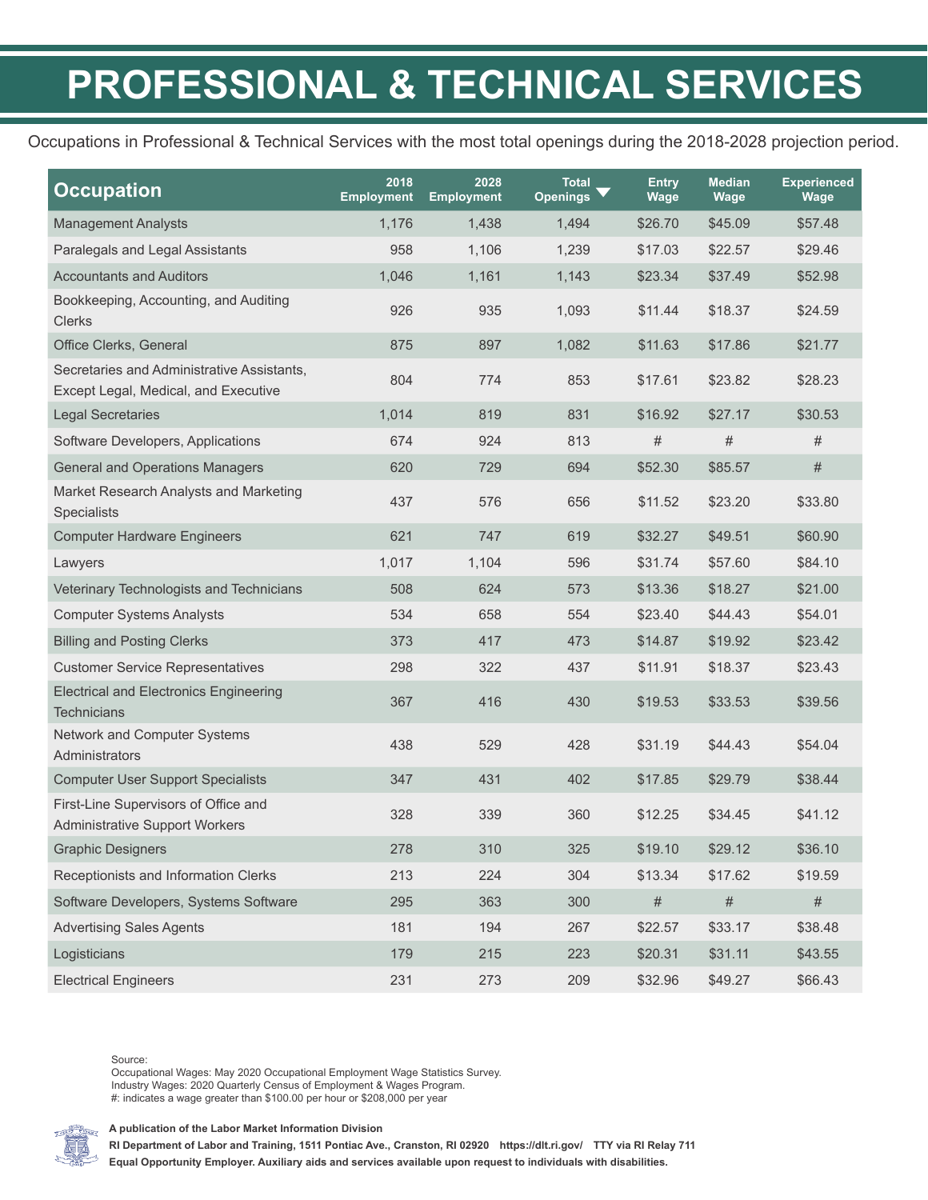# PROFESSIONAL & TECHNICAL SERVICES

Occupations in Professional & Technical Services with the most total openings during the 2018-2028 projection period.

| Occupation | 2018 Employment | 2028 Employment | Total Openings | Entry Wage | Median Wage | Experienced Wage |
|---|---|---|---|---|---|---|
| Management Analysts | 1,176 | 1,438 | 1,494 | $26.70 | $45.09 | $57.48 |
| Paralegals and Legal Assistants | 958 | 1,106 | 1,239 | $17.03 | $22.57 | $29.46 |
| Accountants and Auditors | 1,046 | 1,161 | 1,143 | $23.34 | $37.49 | $52.98 |
| Bookkeeping, Accounting, and Auditing Clerks | 926 | 935 | 1,093 | $11.44 | $18.37 | $24.59 |
| Office Clerks, General | 875 | 897 | 1,082 | $11.63 | $17.86 | $21.77 |
| Secretaries and Administrative Assistants, Except Legal, Medical, and Executive | 804 | 774 | 853 | $17.61 | $23.82 | $28.23 |
| Legal Secretaries | 1,014 | 819 | 831 | $16.92 | $27.17 | $30.53 |
| Software Developers, Applications | 674 | 924 | 813 | # | # | # |
| General and Operations Managers | 620 | 729 | 694 | $52.30 | $85.57 | # |
| Market Research Analysts and Marketing Specialists | 437 | 576 | 656 | $11.52 | $23.20 | $33.80 |
| Computer Hardware Engineers | 621 | 747 | 619 | $32.27 | $49.51 | $60.90 |
| Lawyers | 1,017 | 1,104 | 596 | $31.74 | $57.60 | $84.10 |
| Veterinary Technologists and Technicians | 508 | 624 | 573 | $13.36 | $18.27 | $21.00 |
| Computer Systems Analysts | 534 | 658 | 554 | $23.40 | $44.43 | $54.01 |
| Billing and Posting Clerks | 373 | 417 | 473 | $14.87 | $19.92 | $23.42 |
| Customer Service Representatives | 298 | 322 | 437 | $11.91 | $18.37 | $23.43 |
| Electrical and Electronics Engineering Technicians | 367 | 416 | 430 | $19.53 | $33.53 | $39.56 |
| Network and Computer Systems Administrators | 438 | 529 | 428 | $31.19 | $44.43 | $54.04 |
| Computer User Support Specialists | 347 | 431 | 402 | $17.85 | $29.79 | $38.44 |
| First-Line Supervisors of Office and Administrative Support Workers | 328 | 339 | 360 | $12.25 | $34.45 | $41.12 |
| Graphic Designers | 278 | 310 | 325 | $19.10 | $29.12 | $36.10 |
| Receptionists and Information Clerks | 213 | 224 | 304 | $13.34 | $17.62 | $19.59 |
| Software Developers, Systems Software | 295 | 363 | 300 | # | # | # |
| Advertising Sales Agents | 181 | 194 | 267 | $22.57 | $33.17 | $38.48 |
| Logisticians | 179 | 215 | 223 | $20.31 | $31.11 | $43.55 |
| Electrical Engineers | 231 | 273 | 209 | $32.96 | $49.27 | $66.43 |

Source:
Occupational Wages: May 2020 Occupational Employment Wage Statistics Survey.
Industry Wages: 2020 Quarterly Census of Employment & Wages Program.
#: indicates a wage greater than $100.00 per hour or $208,000 per year

**A publication of the Labor Market Information Division**
**RI Department of Labor and Training, 1511 Pontiac Ave., Cranston, RI 02920 https://dlt.ri.gov/ TTY via RI Relay 711**
**Equal Opportunity Employer. Auxiliary aids and services available upon request to individuals with disabilities.**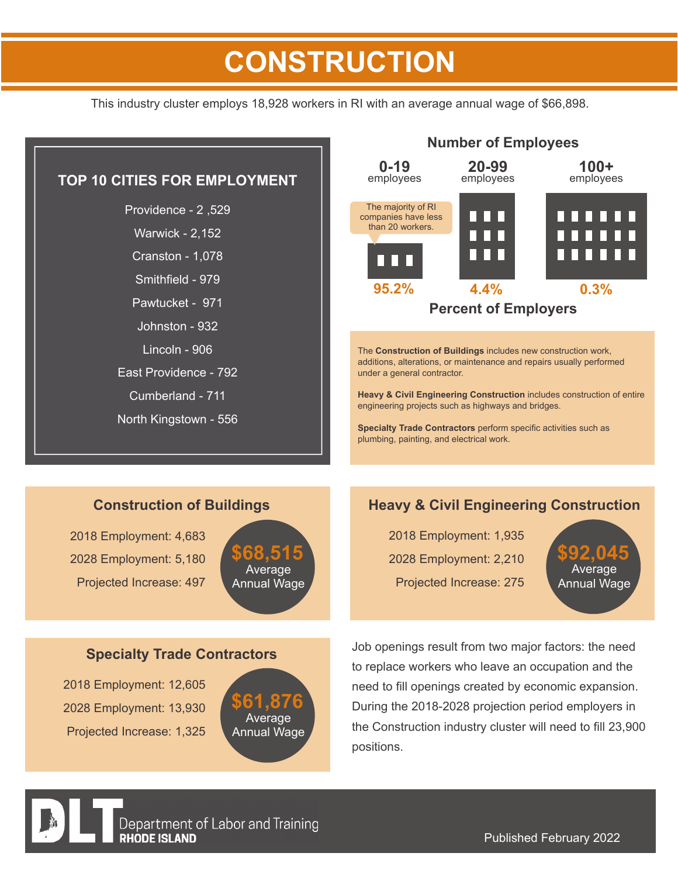# CONSTRUCTION

This industry cluster employs 18,928 workers in RI with an average annual wage of $66,898.

## TOP 10 CITIES FOR ENDORSEMENT

Providence - 2 ,529

Warwick - 2,152

Cranston - 1,078

Smithfield - 979

Pawtucket - 971

Johnston - 932

Lincoln - 906

East Providence - 792

Cumberland - 711

North Kingstown - 556

## Number of Employees

| 0-19 employees | 20-99 employees | 100+ employees |
|---|---|---|
| 95.2% | 4.4% | 0.3% |

**Percent of Employers**

The majority of RI companies have less than 20 workers.

The **Construction of Buildings** includes new construction work, additions, alterations, or maintenance and repairs usually performed under a general contractor.

**Heavy & Civil Engineering Construction** includes construction of entire engineering projects such as highways and bridges.

**Specialty Trade Contractors** perform specific activities such as plumbing, painting, and electrical work.

### Construction of Buildings

2018 Employment: 4,683

2028 Employment: 5,180

Projected Increase: 497

**$68,515** Average Annual Wage

### Heavy & Civil Engineering Construction

2018 Employment: 1,935

2028 Employment: 2,210

Projected Increase: 275

**$92,045** Average Annual Wage

### Specialty Trade Contractors

2018 Employment: 12,605

2028 Employment: 13,930

Projected Increase: 1,325

**$61,876** Average Annual Wage

Job openings result from two major factors: the need to replace workers who leave an occupation and the need to fill openings created by economic expansion. During the 2018-2028 projection period employers in the Construction industry cluster will need to fill 23,900 positions.

DLT Department of Labor and Training RHODE ISLAND

Published February 2022

# CONSTRUCTION

This industry cluster employs 18,928 workers in RI with an average annual wage of $66,898.

## TOP 10 CITIES FOR EMPLOYMENT

Providence - 2 ,529

Warwick - 2,152

Cranston - 1,078

Smithfield - 979

Pawtucket - 971

Johnston - 932

Lincoln - 906

East Providence - 792

Cumberland - 711

North Kingstown - 556

## Number of Employees

| 0-19 employees | 20-99 employees | 100+ employees |
|---|---|---|
| 95.2% | 4.4% | 0.3% |

**Percent of Employers**

The majority of RI companies have less than 20 workers.

The **Construction of Buildings** includes new construction work, additions, alterations, or maintenance and repairs usually performed under a general contractor.

**Heavy & Civil Engineering Construction** includes construction of entire engineering projects such as highways and bridges.

**Specialty Trade Contractors** perform specific activities such as plumbing, painting, and electrical work.

### Construction of Buildings

2018 Employment: 4,683

2028 Employment: 5,180

Projected Increase: 497

**$68,515** Average Annual Wage

### Heavy & Civil Engineering Construction

2018 Employment: 1,935

2028 Employment: 2,210

Projected Increase: 275

**$92,045** Average Annual Wage

### Specialty Trade Contractors

2018 Employment: 12,605

2028 Employment: 13,930

Projected Increase: 1,325

**$61,876** Average Annual Wage

Job openings result from two major factors: the need to replace workers who leave an occupation and the need to fill openings created by economic expansion. During the 2018-2028 projection period employers in the Construction industry cluster will need to fill 23,900 positions.

DLT Department of Labor and Training RHODE ISLAND

Published February 2022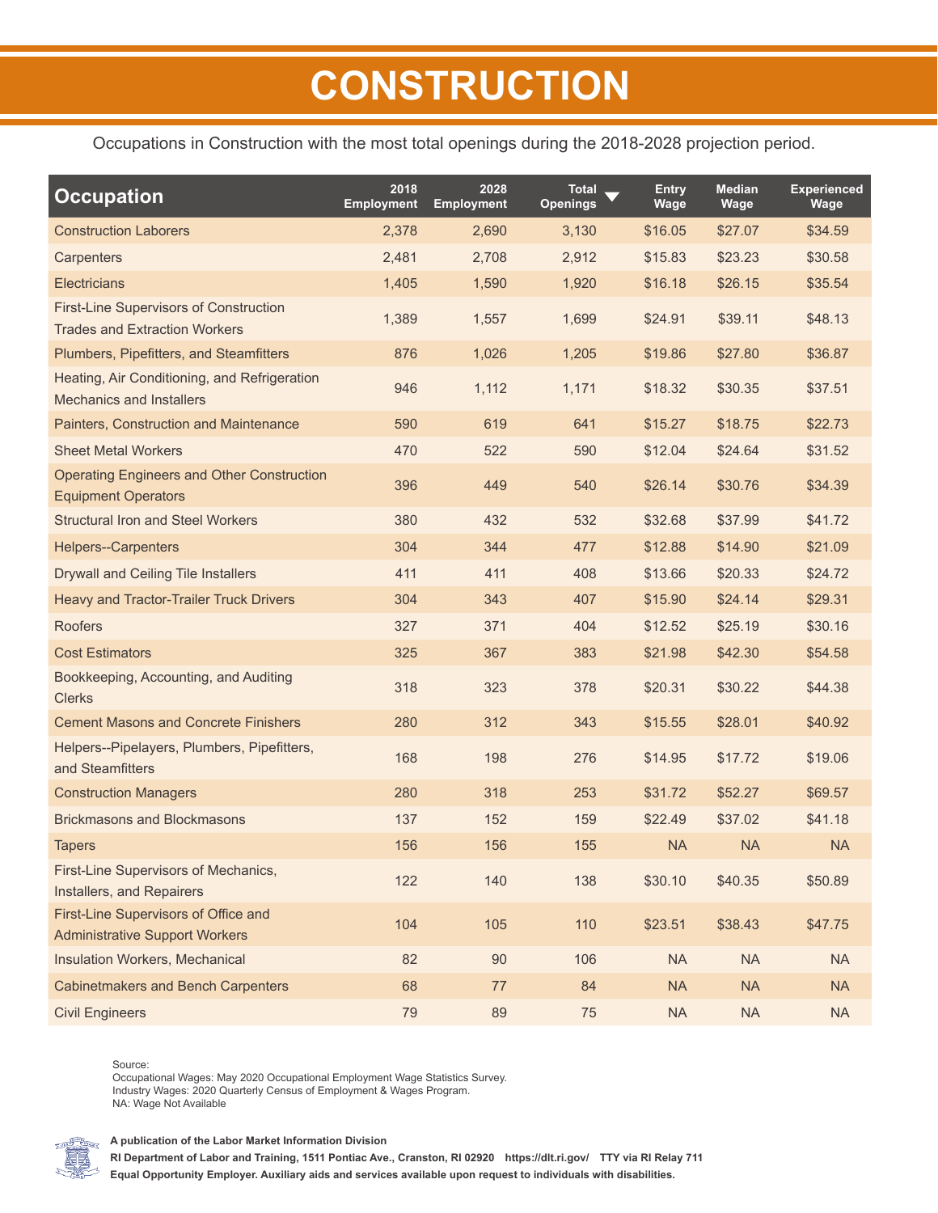# CONSTRUCTION

Occupations in Construction with the most total openings during the 2018-2028 projection period.

| Occupation | 2018 Employment | 2028 Employment | Total Openings ▼ | Entry Wage | Median Wage | Experienced Wage |
|---|---|---|---|---|---|---|
| Construction Laborers | 2,378 | 2,690 | 3,130 | $16.05 | $27.07 | $34.59 |
| Carpenters | 2,481 | 2,708 | 2,912 | $15.83 | $23.23 | $30.58 |
| Electricians | 1,405 | 1,590 | 1,920 | $16.18 | $26.15 | $35.54 |
| First-Line Supervisors of Construction Trades and Extraction Workers | 1,389 | 1,557 | 1,699 | $24.91 | $39.11 | $48.13 |
| Plumbers, Pipefitters, and Steamfitters | 876 | 1,026 | 1,205 | $19.86 | $27.80 | $36.87 |
| Heating, Air Conditioning, and Refrigeration Mechanics and Installers | 946 | 1,112 | 1,171 | $18.32 | $30.35 | $37.51 |
| Painters, Construction and Maintenance | 590 | 619 | 641 | $15.27 | $18.75 | $22.73 |
| Sheet Metal Workers | 470 | 522 | 590 | $12.04 | $24.64 | $31.52 |
| Operating Engineers and Other Construction Equipment Operators | 396 | 449 | 540 | $26.14 | $30.76 | $34.39 |
| Structural Iron and Steel Workers | 380 | 432 | 532 | $32.68 | $37.99 | $41.72 |
| Helpers--Carpenters | 304 | 344 | 477 | $12.88 | $14.90 | $21.09 |
| Drywall and Ceiling Tile Installers | 411 | 411 | 408 | $13.66 | $20.33 | $24.72 |
| Heavy and Tractor-Trailer Truck Drivers | 304 | 343 | 407 | $15.90 | $24.14 | $29.31 |
| Roofers | 327 | 371 | 404 | $12.52 | $25.19 | $30.16 |
| Cost Estimators | 325 | 367 | 383 | $21.98 | $42.30 | $54.58 |
| Bookkeeping, Accounting, and Auditing Clerks | 318 | 323 | 378 | $20.31 | $30.22 | $44.38 |
| Cement Masons and Concrete Finishers | 280 | 312 | 343 | $15.55 | $28.01 | $40.92 |
| Helpers--Pipelayers, Plumbers, Pipefitters, and Steamfitters | 168 | 198 | 276 | $14.95 | $17.72 | $19.06 |
| Construction Managers | 280 | 318 | 253 | $31.72 | $52.27 | $69.57 |
| Brickmasons and Blockmasons | 137 | 152 | 159 | $22.49 | $37.02 | $41.18 |
| Tapers | 156 | 156 | 155 | NA | NA | NA |
| First-Line Supervisors of Mechanics, Installers, and Repairers | 122 | 140 | 138 | $30.10 | $40.35 | $50.89 |
| First-Line Supervisors of Office and Administrative Support Workers | 104 | 105 | 110 | $23.51 | $38.43 | $47.75 |
| Insulation Workers, Mechanical | 82 | 90 | 106 | NA | NA | NA |
| Cabinetmakers and Bench Carpenters | 68 | 77 | 84 | NA | NA | NA |
| Civil Engineers | 79 | 89 | 75 | NA | NA | NA |

Source:
Occupational Wages: May 2020 Occupational Employment Wage Statistics Survey.
Industry Wages: 2020 Quarterly Census of Employment & Wages Program.
NA: Wage Not Available

**A publication of the Labor Market Information Division**

**RI Department of Labor and Training, 1511 Pontiac Ave., Cranston, RI 02920 https://dlt.ri.gov/ TTY via RI Relay 711**

**Equal Opportunity Employer. Auxiliary aids and services available upon request to individuals with disabilities.**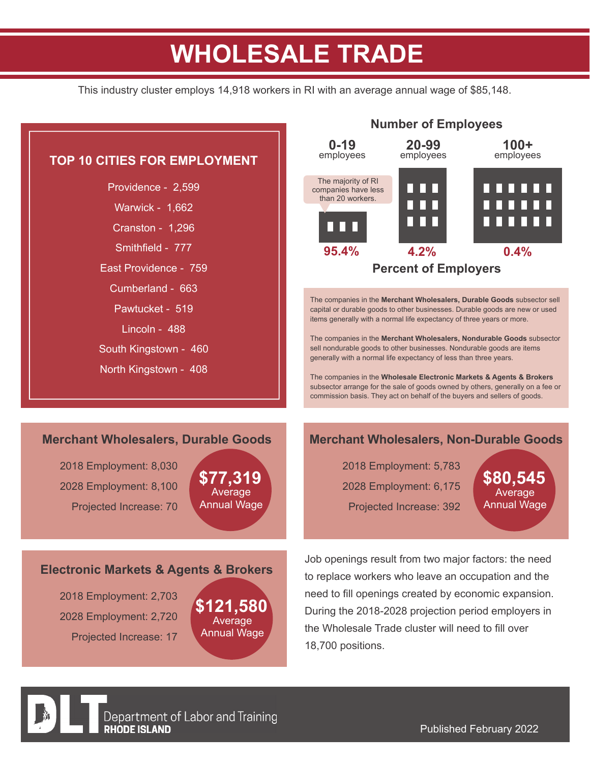# WHOLESALE TRADE

This industry cluster employs 14,918 workers in RI with an average annual wage of $85,148.

## TOP 10 CITIES FOR EMPLOYMENT

- Providence - 2,599
- Warwick - 1,662
- Cranston - 1,296
- Smithfield - 777
- East Providence - 759
- Cumberland - 663
- Pawtucket - 519
- Lincoln - 488
- South Kingstown - 460
- North Kingstown - 408

## Number of Employees

| Number of Employees | 0-19 employees | 20-99 employees | 100+ employees |
|---|---|---|---|
| Percent of Employers | 95.4% | 4.2% | 0.4% |

The majority of RI companies have less than 20 workers.

The companies in the **Merchant Wholesalers, Durable Goods** subsector sell capital or durable goods to other businesses. Durable goods are new or used items generally with a normal life expectancy of three years or more.

The companies in the **Merchant Wholesalers, Nondurable Goods** subsector sell nondurable goods to other businesses. Nondurable goods are items generally with a normal life expectancy of less than three years.

The companies in the **Wholesale Electronic Markets & Agents & Brokers** subsector arrange for the sale of goods owned by others, generally on a fee or commission basis. They act on behalf of the buyers and sellers of goods.

### Merchant Wholesalers, Durable Goods

2018 Employment: 8,030
2028 Employment: 8,100
Projected Increase: 70

**$77,319** Average Annual Wage

### Merchant Wholesalers, Non-Durable Goods

2018 Employment: 5,783
2028 Employment: 6,175
Projected Increase: 392

**$80,545** Average Annual Wage

### Electronic Markets & Agents & Brokers

2018 Employment: 2,703
2028 Employment: 2,720
Projected Increase: 17

**$121,580** Average Annual Wage

Job openings result from two major factors: the need to replace workers who leave an occupation and the need to fill openings created by economic expansion. During the 2018-2028 projection period employers in the Wholesale Trade cluster will need to fill over 18,700 positions.

DLT Department of Labor and Training RHODE ISLAND

Published February 2022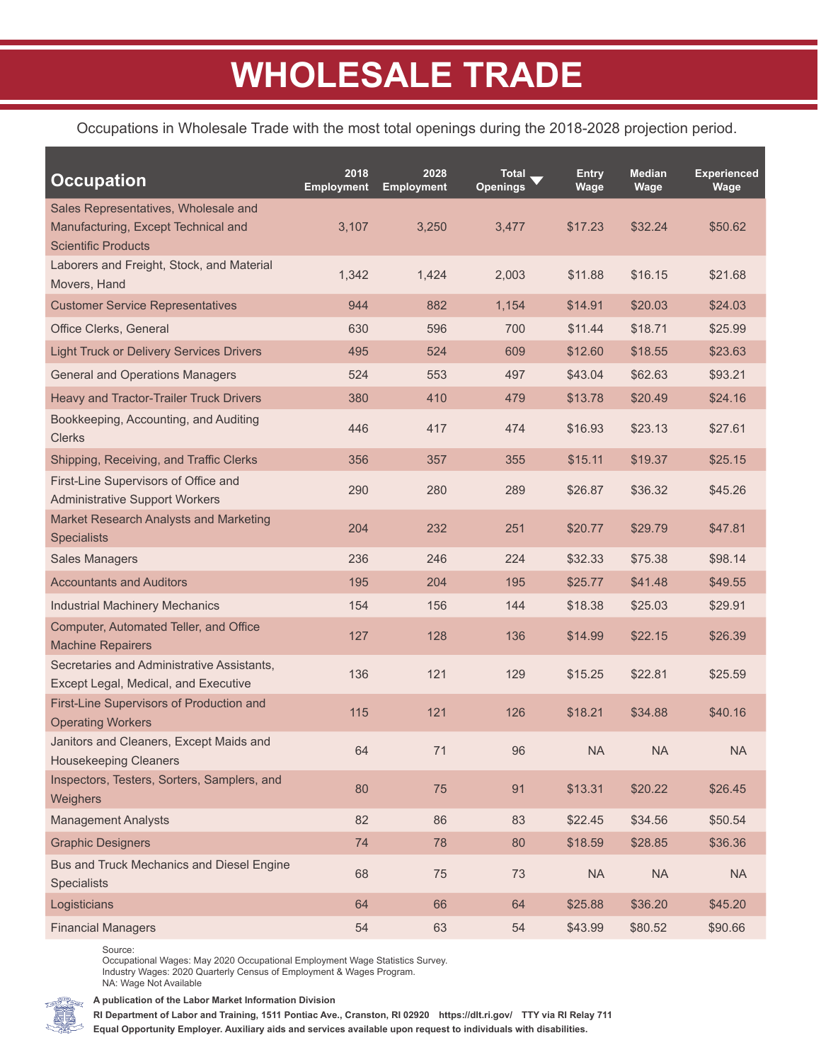# WHOLESALE TRADE

Occupations in Wholesale Trade with the most total openings during the 2018-2028 projection period.

| Occupation | 2018 Employment | 2028 Employment | Total Openings | Entry Wage | Median Wage | Experienced Wage |
|---|---|---|---|---|---|---|
| Sales Representatives, Wholesale and Manufacturing, Except Technical and Scientific Products | 3,107 | 3,250 | 3,477 | $17.23 | $32.24 | $50.62 |
| Laborers and Freight, Stock, and Material Movers, Hand | 1,342 | 1,424 | 2,003 | $11.88 | $16.15 | $21.68 |
| Customer Service Representatives | 944 | 882 | 1,154 | $14.91 | $20.03 | $24.03 |
| Office Clerks, General | 630 | 596 | 700 | $11.44 | $18.71 | $25.99 |
| Light Truck or Delivery Services Drivers | 495 | 524 | 609 | $12.60 | $18.55 | $23.63 |
| General and Operations Managers | 524 | 553 | 497 | $43.04 | $62.63 | $93.21 |
| Heavy and Tractor-Trailer Truck Drivers | 380 | 410 | 479 | $13.78 | $20.49 | $24.16 |
| Bookkeeping, Accounting, and Auditing Clerks | 446 | 417 | 474 | $16.93 | $23.13 | $27.61 |
| Shipping, Receiving, and Traffic Clerks | 356 | 357 | 355 | $15.11 | $19.37 | $25.15 |
| First-Line Supervisors of Office and Administrative Support Workers | 290 | 280 | 289 | $26.87 | $36.32 | $45.26 |
| Market Research Analysts and Marketing Specialists | 204 | 232 | 251 | $20.77 | $29.79 | $47.81 |
| Sales Managers | 236 | 246 | 224 | $32.33 | $75.38 | $98.14 |
| Accountants and Auditors | 195 | 204 | 195 | $25.77 | $41.48 | $49.55 |
| Industrial Machinery Mechanics | 154 | 156 | 144 | $18.38 | $25.03 | $29.91 |
| Computer, Automated Teller, and Office Machine Repairers | 127 | 128 | 136 | $14.99 | $22.15 | $26.39 |
| Secretaries and Administrative Assistants, Except Legal, Medical, and Executive | 136 | 121 | 129 | $15.25 | $22.81 | $25.59 |
| First-Line Supervisors of Production and Operating Workers | 115 | 121 | 126 | $18.21 | $34.88 | $40.16 |
| Janitors and Cleaners, Except Maids and Housekeeping Cleaners | 64 | 71 | 96 | NA | NA | NA |
| Inspectors, Testers, Sorters, Samplers, and Weighers | 80 | 75 | 91 | $13.31 | $20.22 | $26.45 |
| Management Analysts | 82 | 86 | 83 | $22.45 | $34.56 | $50.54 |
| Graphic Designers | 74 | 78 | 80 | $18.59 | $28.85 | $36.36 |
| Bus and Truck Mechanics and Diesel Engine Specialists | 68 | 75 | 73 | NA | NA | NA |
| Logisticians | 64 | 66 | 64 | $25.88 | $36.20 | $45.20 |
| Financial Managers | 54 | 63 | 54 | $43.99 | $80.52 | $90.66 |

Source:
Occupational Wages: May 2020 Occupational Employment Wage Statistics Survey.
Industry Wages: 2020 Quarterly Census of Employment & Wages Program.
NA: Wage Not Available

**A publication of the Labor Market Information Division**

**RI Department of Labor and Training, 1511 Pontiac Ave., Cranston, RI 02920 https://dlt.ri.gov/ TTY via RI Relay 711**

**Equal Opportunity Employer. Auxiliary aids and services available upon request to individuals with disabilities.**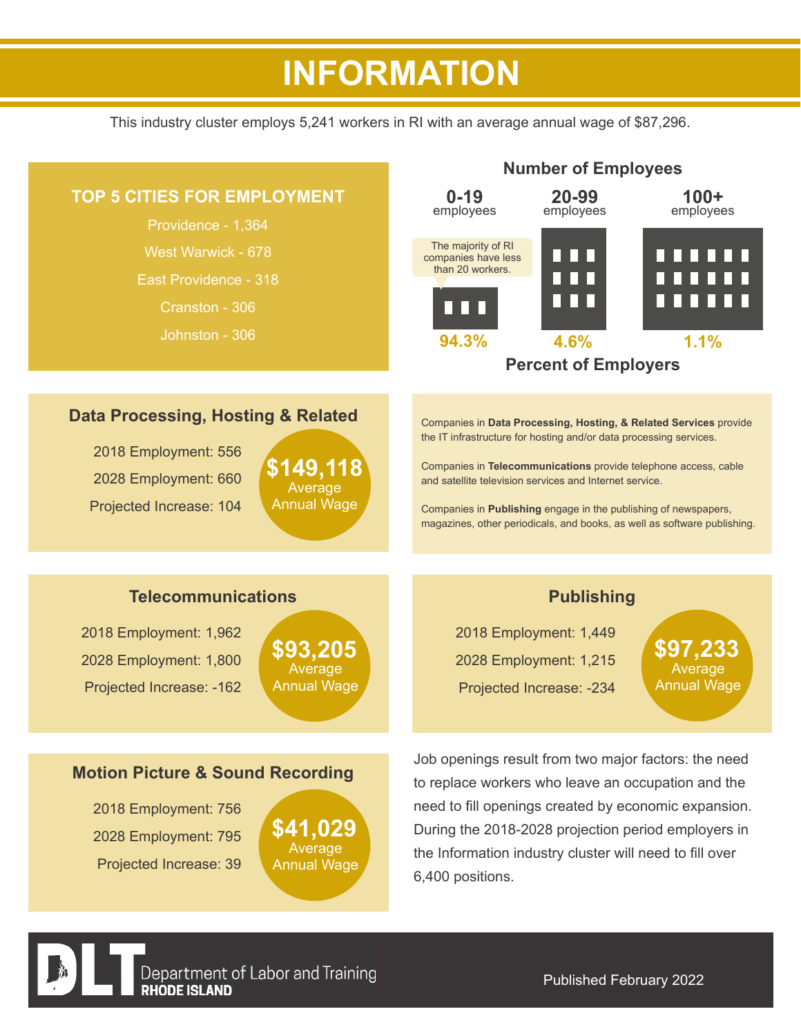# INFORMATION

This industry cluster employs 5,241 workers in RI with an average annual wage of $87,296.

## TOP 5 CITIES FOR EMPLOYMENT

Providence - 1,364

West Warwick - 678

East Providence - 318

Cranston - 306

Johnston - 306

## Number of Employees

| 0-19 employees | 20-99 employees | 100+ employees |
|---|---|---|
| 94.3% | 4.6% | 1.1% |

The majority of RI companies have less than 20 workers.

**Percent of Employers**

## Data Processing, Hosting & Related

2018 Employment: 556

2028 Employment: 660

Projected Increase: 104

**$149,118** Average Annual Wage

Companies in **Data Processing, Hosting, & Related Services** provide the IT infrastructure for hosting and/or data processing services.

Companies in **Telecommunications** provide telephone access, cable and satellite television services and Internet service.

Companies in **Publishing** engage in the publishing of newspapers, magazines, other periodicals, and books, as well as software publishing.

## Telecommunications

2018 Employment: 1,962

2028 Employment: 1,800

Projected Increase: -162

**$93,205** Average Annual Wage

## Publishing

2018 Employment: 1,449

2028 Employment: 1,215

Projected Increase: -234

**$97,233** Average Annual Wage

## Motion Picture & Sound Recording

2018 Employment: 756

2028 Employment: 795

Projected Increase: 39

**$41,029** Average Annual Wage

Job openings result from two major factors: the need to replace workers who leave an occupation and the need to fill openings created by economic expansion. During the 2018-2028 projection period employers in the Information industry cluster will need to fill over 6,400 positions.

DLT Department of Labor and Training RHODE ISLAND

Published February 2022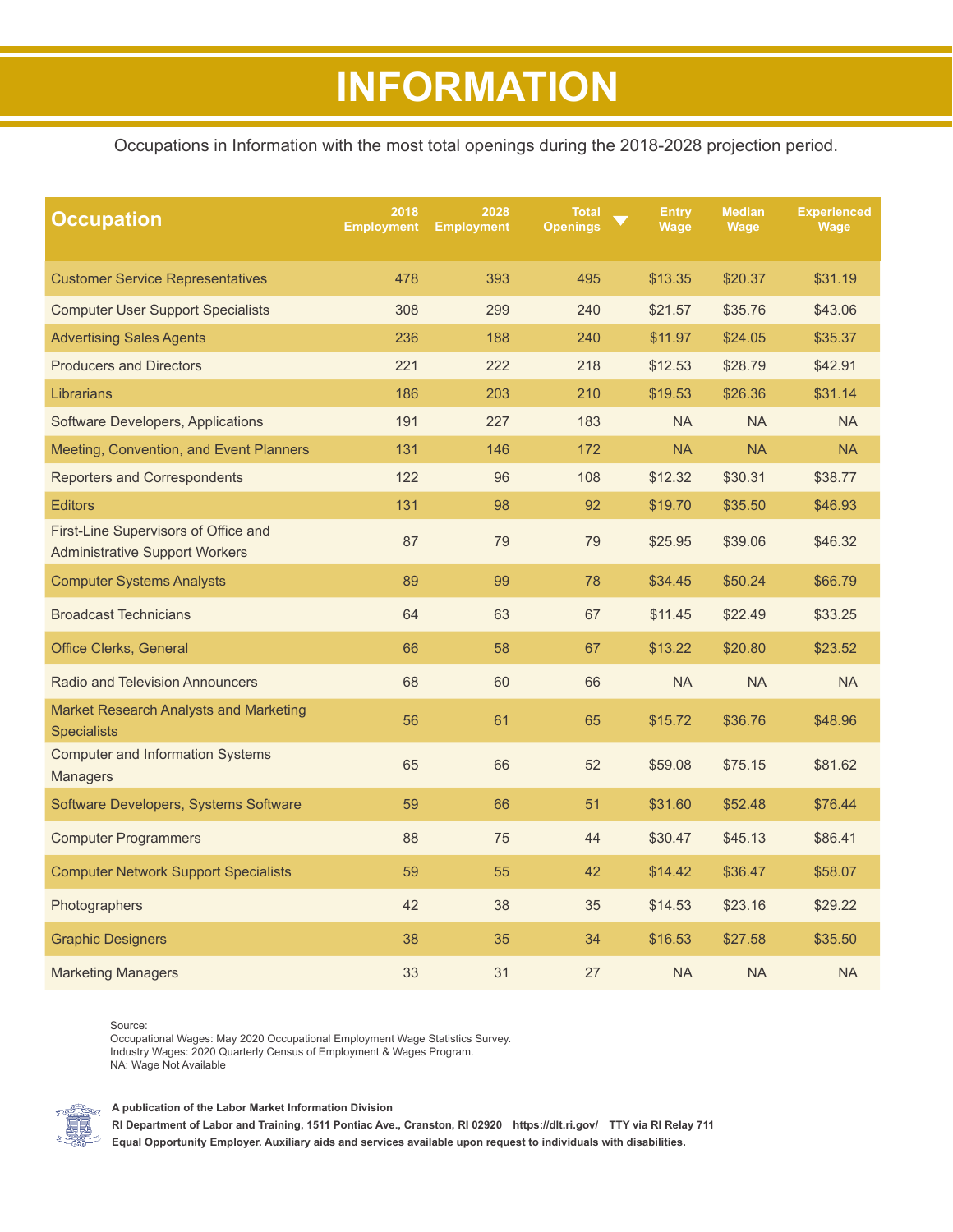# INFORMATION

Occupations in Information with the most total openings during the 2018-2028 projection period.

| Occupation | 2018 Employment | 2028 Employment | Total Openings | Entry Wage | Median Wage | Experienced Wage |
|---|---|---|---|---|---|---|
| Customer Service Representatives | 478 | 393 | 495 | $13.35 | $20.37 | $31.19 |
| Computer User Support Specialists | 308 | 299 | 240 | $21.57 | $35.76 | $43.06 |
| Advertising Sales Agents | 236 | 188 | 240 | $11.97 | $24.05 | $35.37 |
| Producers and Directors | 221 | 222 | 218 | $12.53 | $28.79 | $42.91 |
| Librarians | 186 | 203 | 210 | $19.53 | $26.36 | $31.14 |
| Software Developers, Applications | 191 | 227 | 183 | NA | NA | NA |
| Meeting, Convention, and Event Planners | 131 | 146 | 172 | NA | NA | NA |
| Reporters and Correspondents | 122 | 96 | 108 | $12.32 | $30.31 | $38.77 |
| Editors | 131 | 98 | 92 | $19.70 | $35.50 | $46.93 |
| First-Line Supervisors of Office and Administrative Support Workers | 87 | 79 | 79 | $25.95 | $39.06 | $46.32 |
| Computer Systems Analysts | 89 | 99 | 78 | $34.45 | $50.24 | $66.79 |
| Broadcast Technicians | 64 | 63 | 67 | $11.45 | $22.49 | $33.25 |
| Office Clerks, General | 66 | 58 | 67 | $13.22 | $20.80 | $23.52 |
| Radio and Television Announcers | 68 | 60 | 66 | NA | NA | NA |
| Market Research Analysts and Marketing Specialists | 56 | 61 | 65 | $15.72 | $36.76 | $48.96 |
| Computer and Information Systems Managers | 65 | 66 | 52 | $59.08 | $75.15 | $81.62 |
| Software Developers, Systems Software | 59 | 66 | 51 | $31.60 | $52.48 | $76.44 |
| Computer Programmers | 88 | 75 | 44 | $30.47 | $45.13 | $86.41 |
| Computer Network Support Specialists | 59 | 55 | 42 | $14.42 | $36.47 | $58.07 |
| Photographers | 42 | 38 | 35 | $14.53 | $23.16 | $29.22 |
| Graphic Designers | 38 | 35 | 34 | $16.53 | $27.58 | $35.50 |
| Marketing Managers | 33 | 31 | 27 | NA | NA | NA |

Source:
Occupational Wages: May 2020 Occupational Employment Wage Statistics Survey.
Industry Wages: 2020 Quarterly Census of Employment & Wages Program.
NA: Wage Not Available

**A publication of the Labor Market Information Division**
**RI Department of Labor and Training, 1511 Pontiac Ave., Cranston, RI 02920 https://dlt.ri.gov/ TTY via RI Relay 711**
**Equal Opportunity Employer. Auxiliary aids and services available upon request to individuals with disabilities.**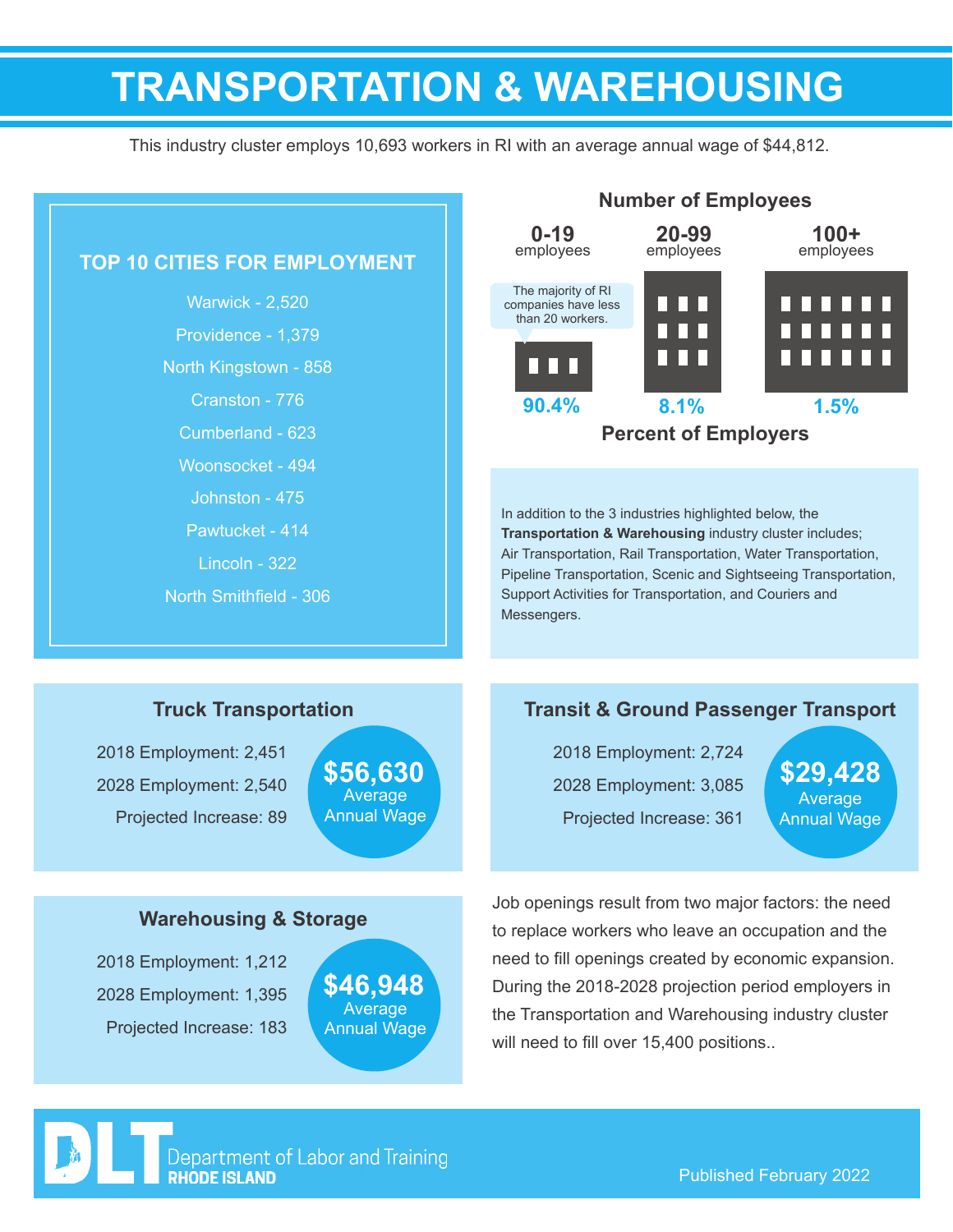# TRANSPORTATION & WAREHOUSING

This industry cluster employs 10,693 workers in RI with an average annual wage of $44,812.

## TOP 10 CITIES FOR EMPLOYMENT

- Warwick - 2,520
- Providence - 1,379
- North Kingstown - 858
- Cranston - 776
- Cumberland - 623
- Woonsocket - 494
- Johnston - 475
- Pawtucket - 414
- Lincoln - 322
- North Smithfield - 306

## Number of Employees

| 0-19 employees | 20-99 employees | 100+ employees |
|---|---|---|
| 90.4% | 8.1% | 1.5% |

**Percent of Employers**

The majority of RI companies have less than 20 workers.

In addition to the 3 industries highlighted below, the **Transportation & Warehousing** industry cluster includes; Air Transportation, Rail Transportation, Water Transportation, Pipeline Transportation, Scenic and Sightseeing Transportation, Support Activities for Transportation, and Couriers and Messengers.

### Truck Transportation

2018 Employment: 2,451

2028 Employment: 2,540

Projected Increase: 89

**$56,630** Average Annual Wage

### Transit & Ground Passenger Transport

2018 Employment: 2,724

2028 Employment: 3,085

Projected Increase: 361

**$29,428** Average Annual Wage

### Warehousing & Storage

2018 Employment: 1,212

2028 Employment: 1,395

Projected Increase: 183

**$46,948** Average Annual Wage

Job openings result from two major factors: the need to replace workers who leave an occupation and the need to fill openings created by economic expansion. During the 2018-2028 projection period employers in the Transportation and Warehousing industry cluster will need to fill over 15,400 positions..

DLT Department of Labor and Training RHODE ISLAND

Published February 2022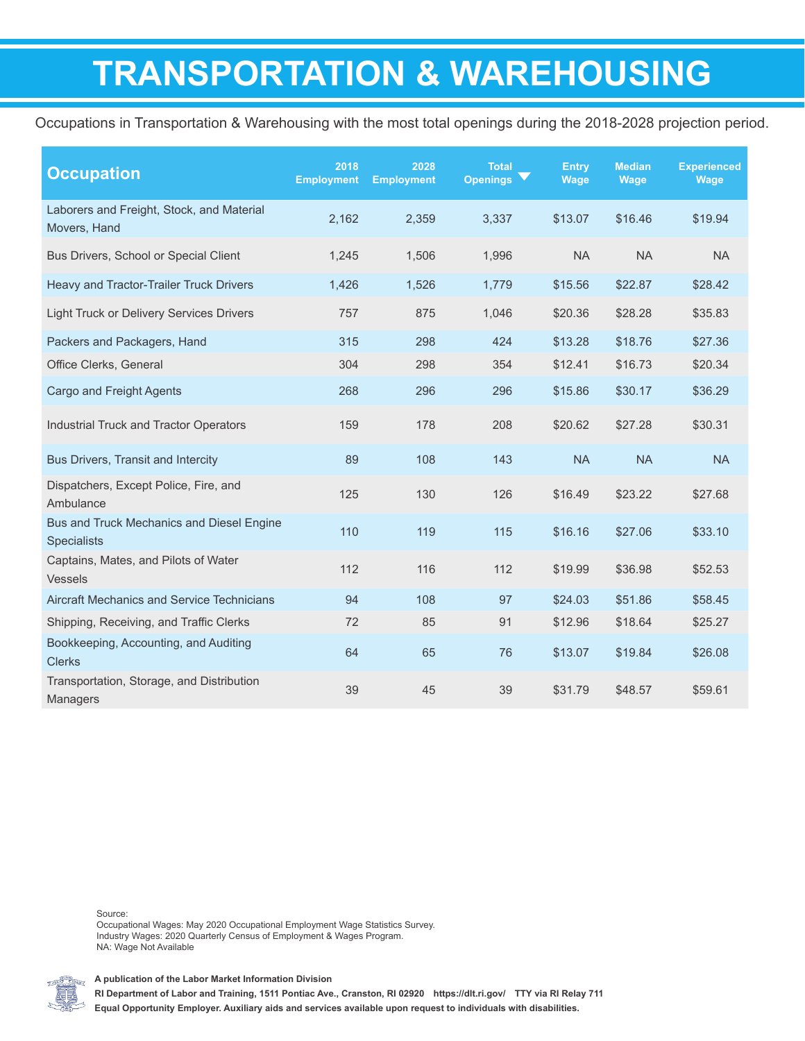# TRANSPORTATION & WAREHOUSING

Occupations in Transportation & Warehousing with the most total openings during the 2018-2028 projection period.

| Occupation | 2018 Employment | 2028 Employment | Total Openings | Entry Wage | Median Wage | Experienced Wage |
|---|---|---|---|---|---|---|
| Laborers and Freight, Stock, and Material Movers, Hand | 2,162 | 2,359 | 3,337 | $13.07 | $16.46 | $19.94 |
| Bus Drivers, School or Special Client | 1,245 | 1,506 | 1,996 | NA | NA | NA |
| Heavy and Tractor-Trailer Truck Drivers | 1,426 | 1,526 | 1,779 | $15.56 | $22.87 | $28.42 |
| Light Truck or Delivery Services Drivers | 757 | 875 | 1,046 | $20.36 | $28.28 | $35.83 |
| Packers and Packagers, Hand | 315 | 298 | 424 | $13.28 | $18.76 | $27.36 |
| Office Clerks, General | 304 | 298 | 354 | $12.41 | $16.73 | $20.34 |
| Cargo and Freight Agents | 268 | 296 | 296 | $15.86 | $30.17 | $36.29 |
| Industrial Truck and Tractor Operators | 159 | 178 | 208 | $20.62 | $27.28 | $30.31 |
| Bus Drivers, Transit and Intercity | 89 | 108 | 143 | NA | NA | NA |
| Dispatchers, Except Police, Fire, and Ambulance | 125 | 130 | 126 | $16.49 | $23.22 | $27.68 |
| Bus and Truck Mechanics and Diesel Engine Specialists | 110 | 119 | 115 | $16.16 | $27.06 | $33.10 |
| Captains, Mates, and Pilots of Water Vessels | 112 | 116 | 112 | $19.99 | $36.98 | $52.53 |
| Aircraft Mechanics and Service Technicians | 94 | 108 | 97 | $24.03 | $51.86 | $58.45 |
| Shipping, Receiving, and Traffic Clerks | 72 | 85 | 91 | $12.96 | $18.64 | $25.27 |
| Bookkeeping, Accounting, and Auditing Clerks | 64 | 65 | 76 | $13.07 | $19.84 | $26.08 |
| Transportation, Storage, and Distribution Managers | 39 | 45 | 39 | $31.79 | $48.57 | $59.61 |

Source:
Occupational Wages: May 2020 Occupational Employment Wage Statistics Survey.
Industry Wages: 2020 Quarterly Census of Employment & Wages Program.
NA: Wage Not Available

**A publication of the Labor Market Information Division**
**RI Department of Labor and Training, 1511 Pontiac Ave., Cranston, RI 02920 https://dlt.ri.gov/ TTY via RI Relay 711**
**Equal Opportunity Employer. Auxiliary aids and services available upon request to individuals with disabilities.**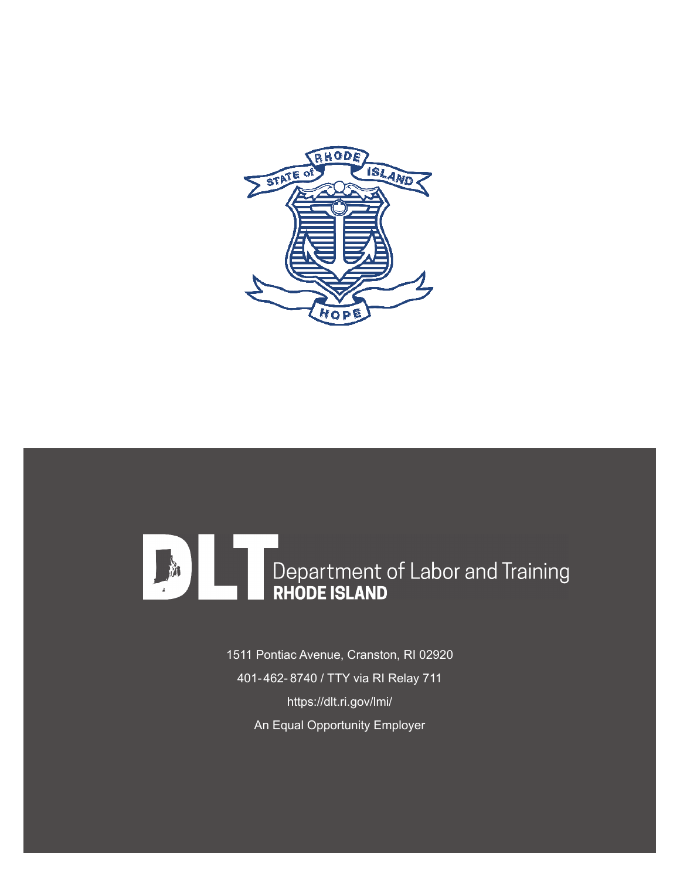Department of Labor and Training
RHODE ISLAND

1511 Pontiac Avenue, Cranston, RI 02920

401-462-8740 / TTY via RI Relay 711

https://dlt.ri.gov/lmi/

An Equal Opportunity Employer